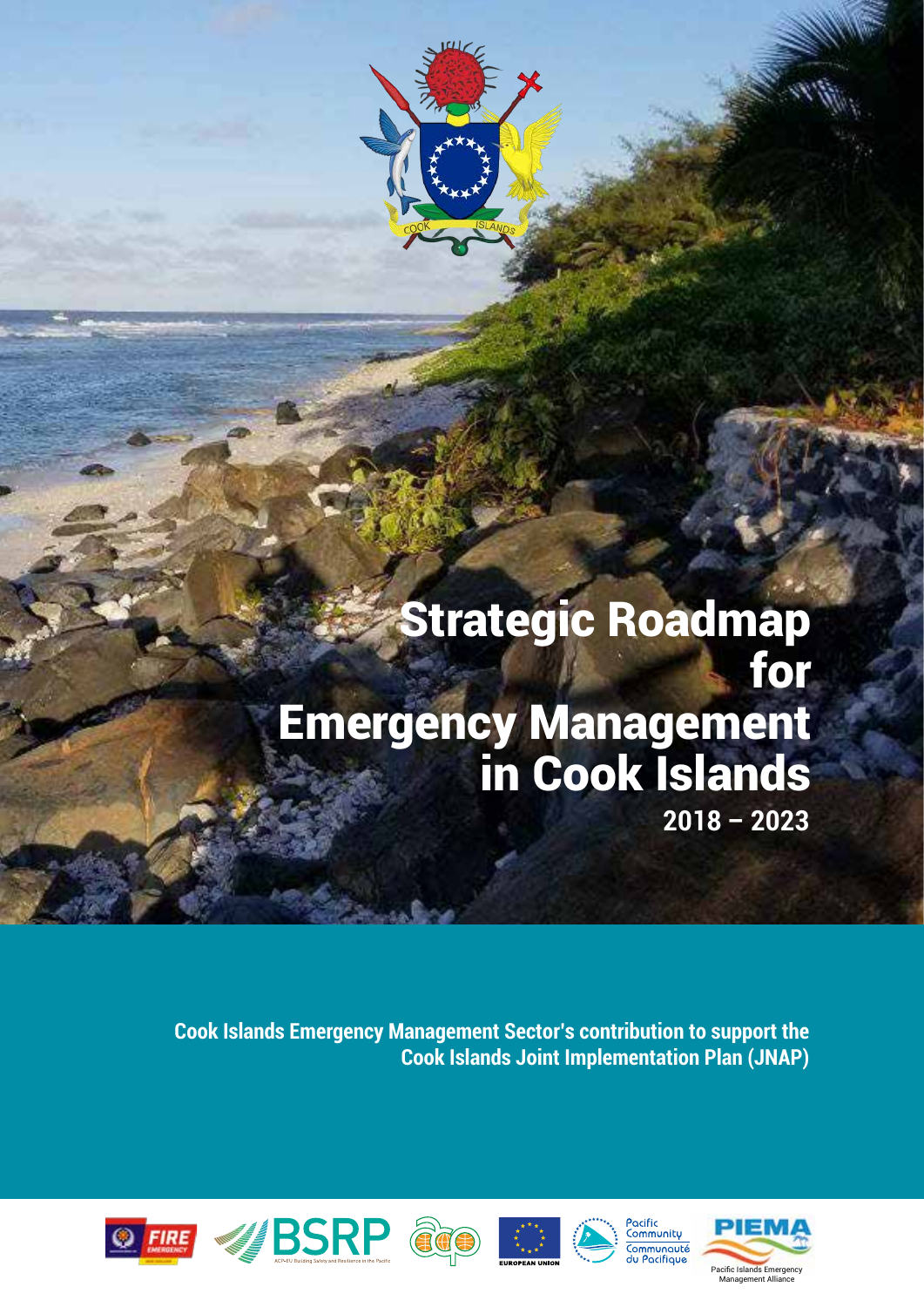# Strategic Roadmap for Emergency Management in Cook Islands

## 2018 – 2023

**Cook Islands Emergency Management Sector's contribution to support the Cook Islands Joint Implementation Plan (JNAP)**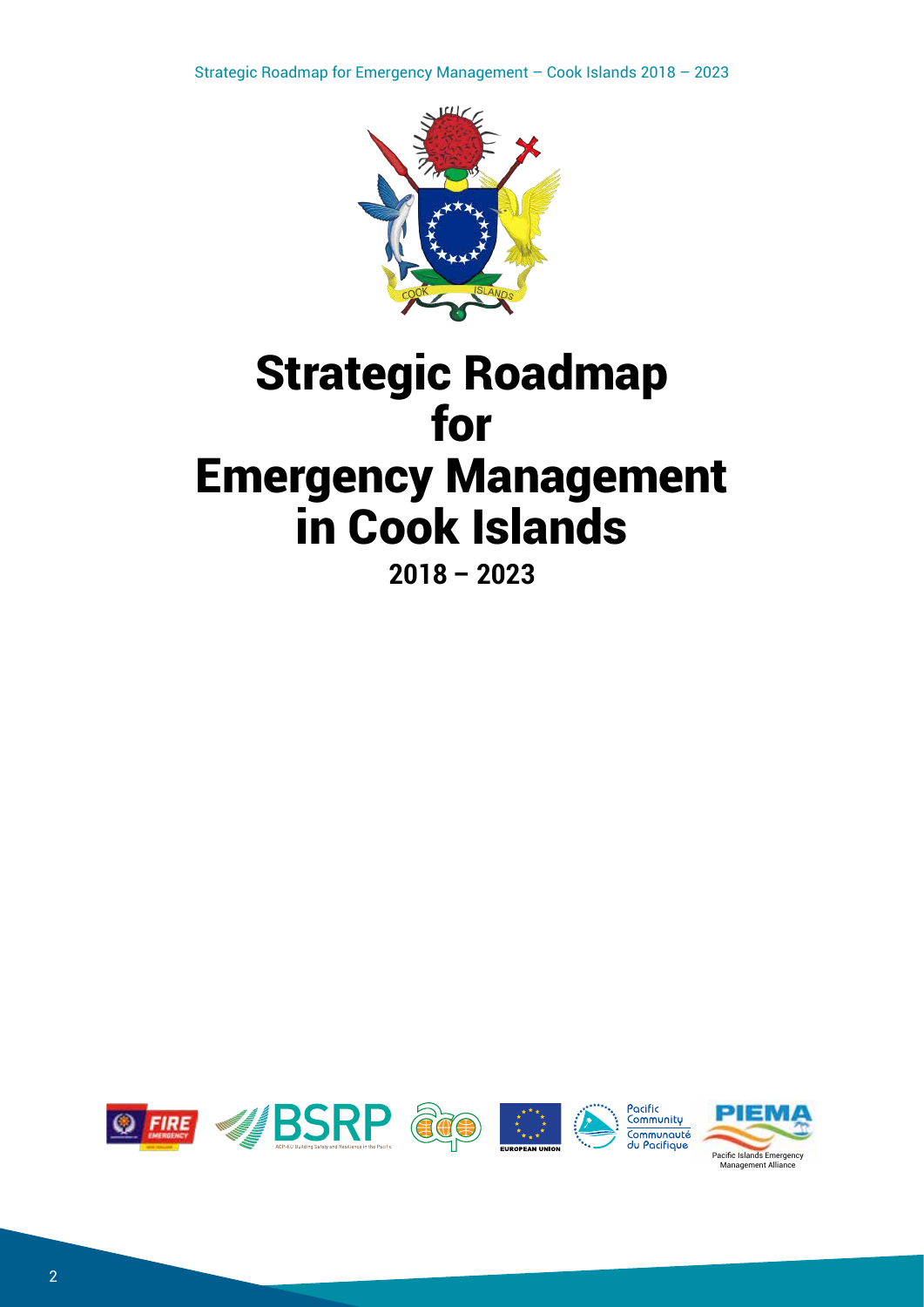# Strategic Roadmap for Emergency Management in Cook Islands

**2018 – 2023**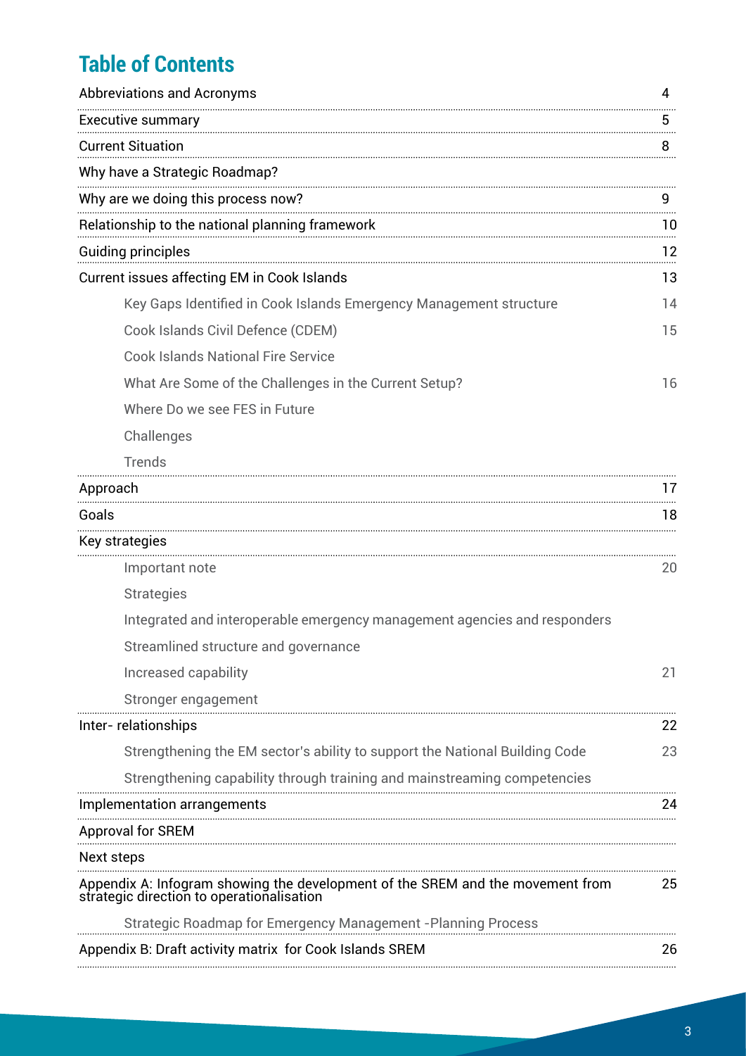# Table of Contents

| | |
|---|---|
| Abbreviations and Acronyms | 4 |
| Executive summary | 5 |
| Current Situation | 8 |
| Why have a Strategic Roadmap? | |
| Why are we doing this process now? | 9 |
| Relationship to the national planning framework | 10 |
| Guiding principles | 12 |
| Current issues affecting EM in Cook Islands | 13 |
| &nbsp;&nbsp;&nbsp;&nbsp;Key Gaps Identified in Cook Islands Emergency Management structure | 14 |
| &nbsp;&nbsp;&nbsp;&nbsp;Cook Islands Civil Defence (CDEM) | 15 |
| &nbsp;&nbsp;&nbsp;&nbsp;Cook Islands National Fire Service | |
| &nbsp;&nbsp;&nbsp;&nbsp;What Are Some of the Challenges in the Current Setup? | 16 |
| &nbsp;&nbsp;&nbsp;&nbsp;Where Do we see FES in Future | |
| &nbsp;&nbsp;&nbsp;&nbsp;Challenges | |
| &nbsp;&nbsp;&nbsp;&nbsp;Trends | |
| Approach | 17 |
| Goals | 18 |
| Key strategies | |
| &nbsp;&nbsp;&nbsp;&nbsp;Important note | 20 |
| &nbsp;&nbsp;&nbsp;&nbsp;Strategies | |
| &nbsp;&nbsp;&nbsp;&nbsp;Integrated and interoperable emergency management agencies and responders | |
| &nbsp;&nbsp;&nbsp;&nbsp;Streamlined structure and governance | |
| &nbsp;&nbsp;&nbsp;&nbsp;Increased capability | 21 |
| &nbsp;&nbsp;&nbsp;&nbsp;Stronger engagement | |
| Inter- relationships | 22 |
| &nbsp;&nbsp;&nbsp;&nbsp;Strengthening the EM sector's ability to support the National Building Code | 23 |
| &nbsp;&nbsp;&nbsp;&nbsp;Strengthening capability through training and mainstreaming competencies | |
| Implementation arrangements | 24 |
| Approval for SREM | |
| Next steps | |
| Appendix A: Infogram showing the development of the SREM and the movement from strategic direction to operationalisation | 25 |
| &nbsp;&nbsp;&nbsp;&nbsp;Strategic Roadmap for Emergency Management -Planning Process | |
| Appendix B: Draft activity matrix for Cook Islands SREM | 26 |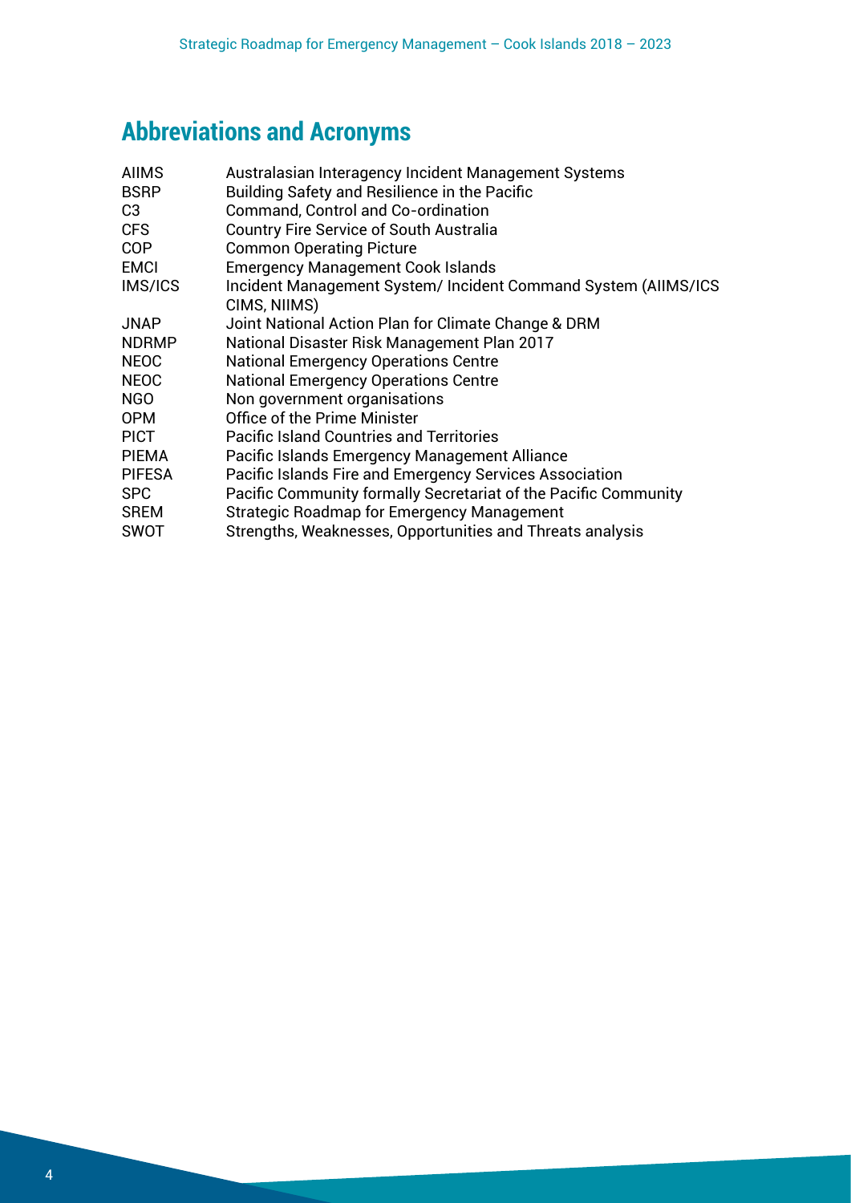## Abbreviations and Acronyms

| | |
|---|---|
| AIIMS | Australasian Interagency Incident Management Systems |
| BSRP | Building Safety and Resilience in the Pacific |
| C3 | Command, Control and Co-ordination |
| CFS | Country Fire Service of South Australia |
| COP | Common Operating Picture |
| EMCI | Emergency Management Cook Islands |
| IMS/ICS | Incident Management System/ Incident Command System (AIIMS/ICS CIMS, NIIMS) |
| JNAP | Joint National Action Plan for Climate Change & DRM |
| NDRMP | National Disaster Risk Management Plan 2017 |
| NEOC | National Emergency Operations Centre |
| NEOC | National Emergency Operations Centre |
| NGO | Non government organisations |
| OPM | Office of the Prime Minister |
| PICT | Pacific Island Countries and Territories |
| PIEMA | Pacific Islands Emergency Management Alliance |
| PIFESA | Pacific Islands Fire and Emergency Services Association |
| SPC | Pacific Community formally Secretariat of the Pacific Community |
| SREM | Strategic Roadmap for Emergency Management |
| SWOT | Strengths, Weaknesses, Opportunities and Threats analysis |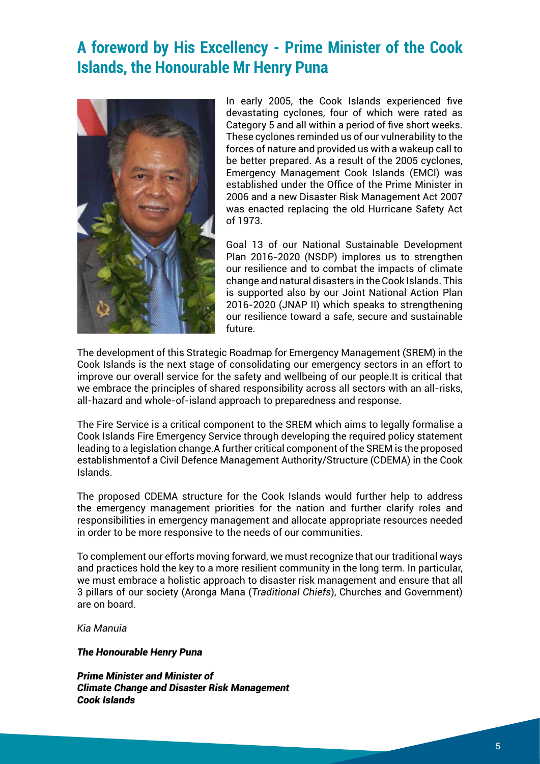## A foreword by His Excellency - Prime Minister of the Cook Islands, the Honourable Mr Henry Puna

In early 2005, the Cook Islands experienced five devastating cyclones, four of which were rated as Category 5 and all within a period of five short weeks. These cyclones reminded us of our vulnerability to the forces of nature and provided us with a wakeup call to be better prepared. As a result of the 2005 cyclones, Emergency Management Cook Islands (EMCI) was established under the Office of the Prime Minister in 2006 and a new Disaster Risk Management Act 2007 was enacted replacing the old Hurricane Safety Act of 1973.

Goal 13 of our National Sustainable Development Plan 2016-2020 (NSDP) implores us to strengthen our resilience and to combat the impacts of climate change and natural disasters in the Cook Islands. This is supported also by our Joint National Action Plan 2016-2020 (JNAP II) which speaks to strengthening our resilience toward a safe, secure and sustainable future.

The development of this Strategic Roadmap for Emergency Management (SREM) in the Cook Islands is the next stage of consolidating our emergency sectors in an effort to improve our overall service for the safety and wellbeing of our people.It is critical that we embrace the principles of shared responsibility across all sectors with an all-risks, all-hazard and whole-of-island approach to preparedness and response.

The Fire Service is a critical component to the SREM which aims to legally formalise a Cook Islands Fire Emergency Service through developing the required policy statement leading to a legislation change.A further critical component of the SREM is the proposed establishmentof a Civil Defence Management Authority/Structure (CDEMA) in the Cook Islands.

The proposed CDEMA structure for the Cook Islands would further help to address the emergency management priorities for the nation and further clarify roles and responsibilities in emergency management and allocate appropriate resources needed in order to be more responsive to the needs of our communities.

To complement our efforts moving forward, we must recognize that our traditional ways and practices hold the key to a more resilient community in the long term. In particular, we must embrace a holistic approach to disaster risk management and ensure that all 3 pillars of our society (Aronga Mana (*Traditional Chiefs*), Churches and Government) are on board.

*Kia Manuia*

***The Honourable Henry Puna***

***Prime Minister and Minister of***
***Climate Change and Disaster Risk Management***
***Cook Islands***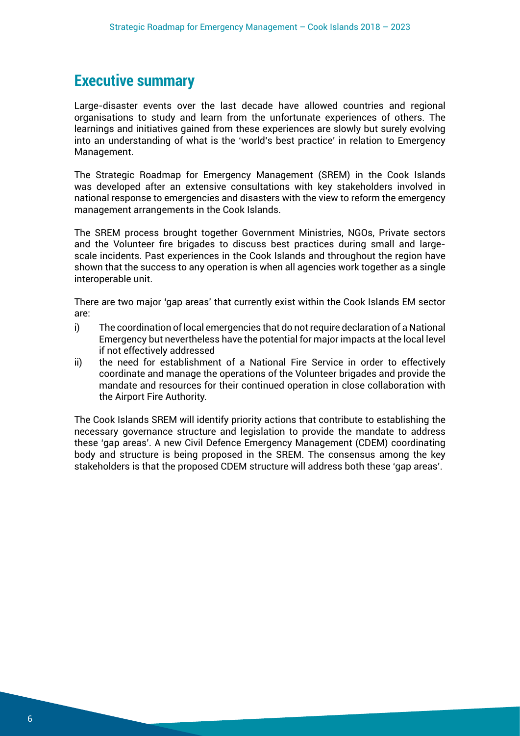# Executive summary

Large-disaster events over the last decade have allowed countries and regional organisations to study and learn from the unfortunate experiences of others. The learnings and initiatives gained from these experiences are slowly but surely evolving into an understanding of what is the 'world's best practice' in relation to Emergency Management.

The Strategic Roadmap for Emergency Management (SREM) in the Cook Islands was developed after an extensive consultations with key stakeholders involved in national response to emergencies and disasters with the view to reform the emergency management arrangements in the Cook Islands.

The SREM process brought together Government Ministries, NGOs, Private sectors and the Volunteer fire brigades to discuss best practices during small and large-scale incidents. Past experiences in the Cook Islands and throughout the region have shown that the success to any operation is when all agencies work together as a single interoperable unit.

There are two major 'gap areas' that currently exist within the Cook Islands EM sector are:

i) The coordination of local emergencies that do not require declaration of a National Emergency but nevertheless have the potential for major impacts at the local level if not effectively addressed

ii) the need for establishment of a National Fire Service in order to effectively coordinate and manage the operations of the Volunteer brigades and provide the mandate and resources for their continued operation in close collaboration with the Airport Fire Authority.

The Cook Islands SREM will identify priority actions that contribute to establishing the necessary governance structure and legislation to provide the mandate to address these 'gap areas'. A new Civil Defence Emergency Management (CDEM) coordinating body and structure is being proposed in the SREM. The consensus among the key stakeholders is that the proposed CDEM structure will address both these 'gap areas'.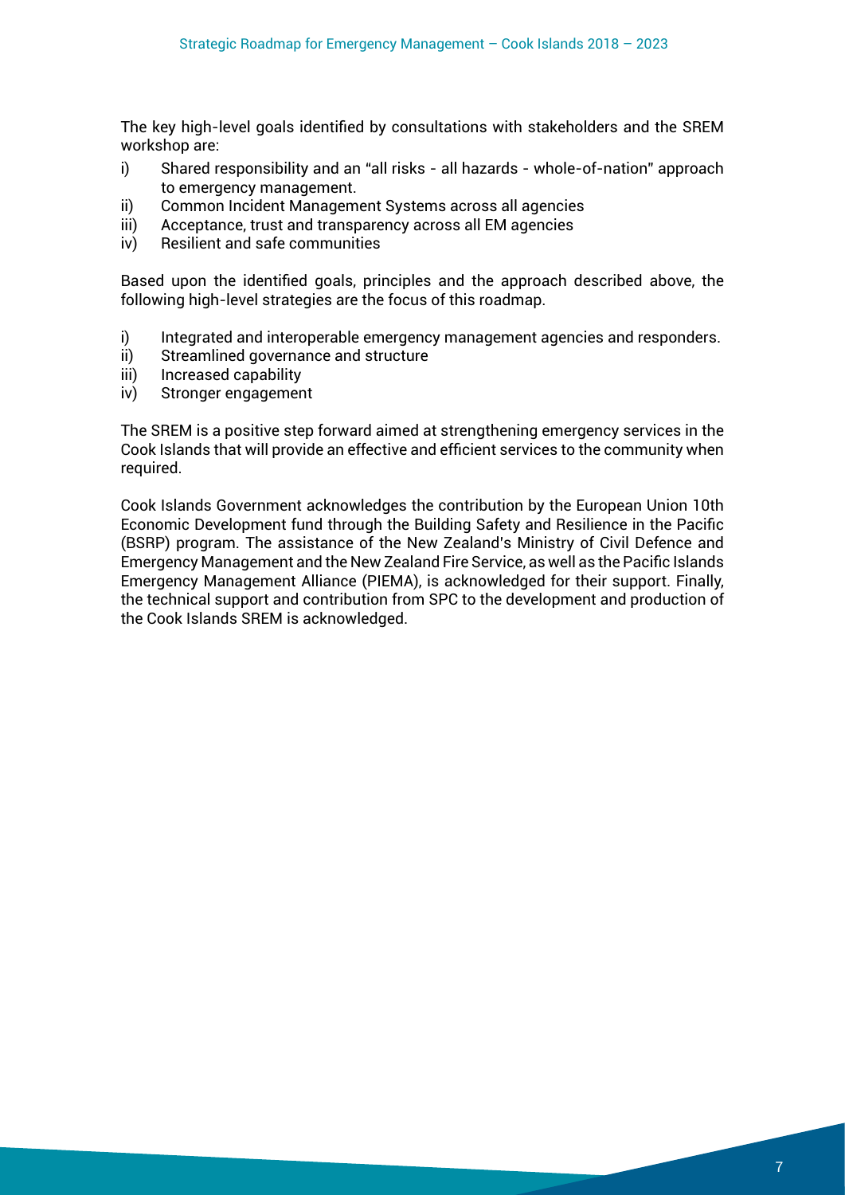The key high-level goals identified by consultations with stakeholders and the SREM workshop are:

i) Shared responsibility and an "all risks - all hazards - whole-of-nation" approach to emergency management.
ii) Common Incident Management Systems across all agencies
iii) Acceptance, trust and transparency across all EM agencies
iv) Resilient and safe communities

Based upon the identified goals, principles and the approach described above, the following high-level strategies are the focus of this roadmap.

i) Integrated and interoperable emergency management agencies and responders.
ii) Streamlined governance and structure
iii) Increased capability
iv) Stronger engagement

The SREM is a positive step forward aimed at strengthening emergency services in the Cook Islands that will provide an effective and efficient services to the community when required.

Cook Islands Government acknowledges the contribution by the European Union 10th Economic Development fund through the Building Safety and Resilience in the Pacific (BSRP) program. The assistance of the New Zealand's Ministry of Civil Defence and Emergency Management and the New Zealand Fire Service, as well as the Pacific Islands Emergency Management Alliance (PIEMA), is acknowledged for their support. Finally, the technical support and contribution from SPC to the development and production of the Cook Islands SREM is acknowledged.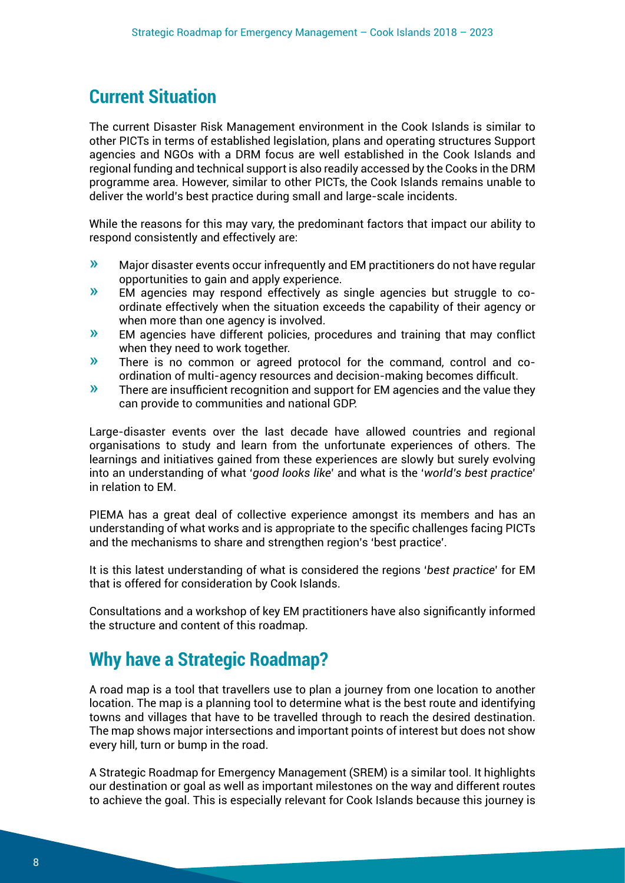## Current Situation

The current Disaster Risk Management environment in the Cook Islands is similar to other PICTs in terms of established legislation, plans and operating structures Support agencies and NGOs with a DRM focus are well established in the Cook Islands and regional funding and technical support is also readily accessed by the Cooks in the DRM programme area. However, similar to other PICTs, the Cook Islands remains unable to deliver the world's best practice during small and large-scale incidents.

While the reasons for this may vary, the predominant factors that impact our ability to respond consistently and effectively are:

- Major disaster events occur infrequently and EM practitioners do not have regular opportunities to gain and apply experience.
- EM agencies may respond effectively as single agencies but struggle to co-ordinate effectively when the situation exceeds the capability of their agency or when more than one agency is involved.
- EM agencies have different policies, procedures and training that may conflict when they need to work together.
- There is no common or agreed protocol for the command, control and co-ordination of multi-agency resources and decision-making becomes difficult.
- There are insufficient recognition and support for EM agencies and the value they can provide to communities and national GDP.

Large-disaster events over the last decade have allowed countries and regional organisations to study and learn from the unfortunate experiences of others. The learnings and initiatives gained from these experiences are slowly but surely evolving into an understanding of what '*good looks like*' and what is the '*world's best practice*' in relation to EM.

PIEMA has a great deal of collective experience amongst its members and has an understanding of what works and is appropriate to the specific challenges facing PICTs and the mechanisms to share and strengthen region's 'best practice'.

It is this latest understanding of what is considered the regions '*best practice*' for EM that is offered for consideration by Cook Islands.

Consultations and a workshop of key EM practitioners have also significantly informed the structure and content of this roadmap.

## Why have a Strategic Roadmap?

A road map is a tool that travellers use to plan a journey from one location to another location. The map is a planning tool to determine what is the best route and identifying towns and villages that have to be travelled through to reach the desired destination. The map shows major intersections and important points of interest but does not show every hill, turn or bump in the road.

A Strategic Roadmap for Emergency Management (SREM) is a similar tool. It highlights our destination or goal as well as important milestones on the way and different routes to achieve the goal. This is especially relevant for Cook Islands because this journey is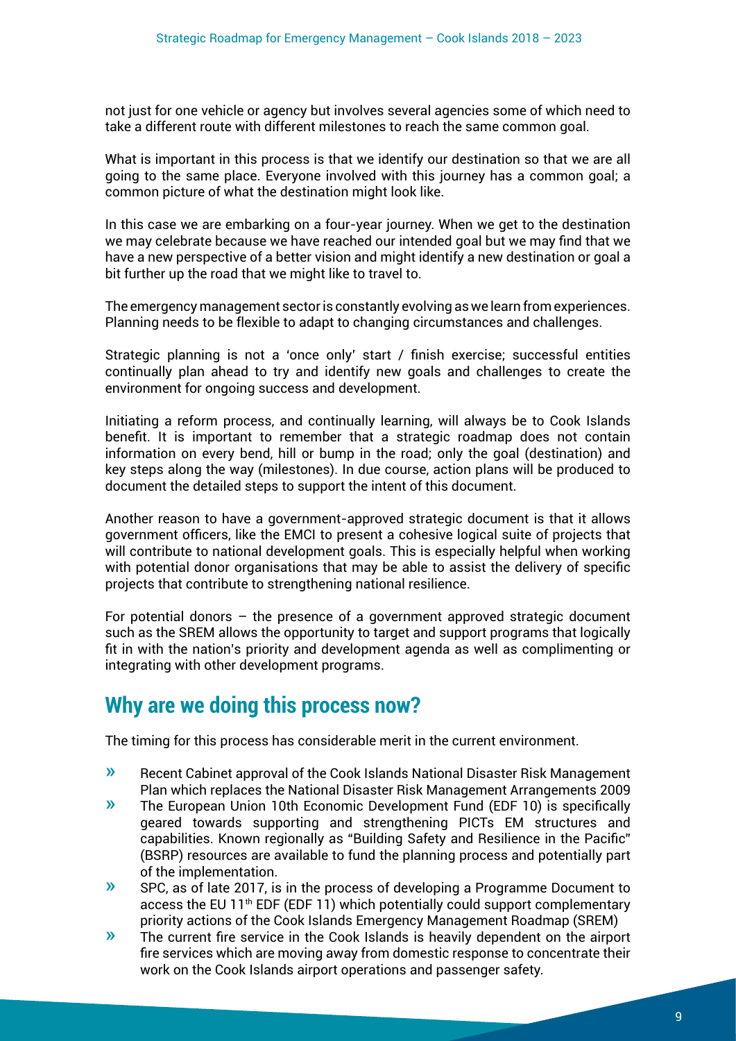not just for one vehicle or agency but involves several agencies some of which need to take a different route with different milestones to reach the same common goal.

What is important in this process is that we identify our destination so that we are all going to the same place. Everyone involved with this journey has a common goal; a common picture of what the destination might look like.

In this case we are embarking on a four-year journey. When we get to the destination we may celebrate because we have reached our intended goal but we may find that we have a new perspective of a better vision and might identify a new destination or goal a bit further up the road that we might like to travel to.

The emergency management sector is constantly evolving as we learn from experiences. Planning needs to be flexible to adapt to changing circumstances and challenges.

Strategic planning is not a 'once only' start / finish exercise; successful entities continually plan ahead to try and identify new goals and challenges to create the environment for ongoing success and development.

Initiating a reform process, and continually learning, will always be to Cook Islands benefit. It is important to remember that a strategic roadmap does not contain information on every bend, hill or bump in the road; only the goal (destination) and key steps along the way (milestones). In due course, action plans will be produced to document the detailed steps to support the intent of this document.

Another reason to have a government-approved strategic document is that it allows government officers, like the EMCI to present a cohesive logical suite of projects that will contribute to national development goals. This is especially helpful when working with potential donor organisations that may be able to assist the delivery of specific projects that contribute to strengthening national resilience.

For potential donors – the presence of a government approved strategic document such as the SREM allows the opportunity to target and support programs that logically fit in with the nation's priority and development agenda as well as complimenting or integrating with other development programs.

## Why are we doing this process now?

The timing for this process has considerable merit in the current environment.

- Recent Cabinet approval of the Cook Islands National Disaster Risk Management Plan which replaces the National Disaster Risk Management Arrangements 2009
- The European Union 10th Economic Development Fund (EDF 10) is specifically geared towards supporting and strengthening PICTs EM structures and capabilities. Known regionally as "Building Safety and Resilience in the Pacific" (BSRP) resources are available to fund the planning process and potentially part of the implementation.
- SPC, as of late 2017, is in the process of developing a Programme Document to access the EU 11th EDF (EDF 11) which potentially could support complementary priority actions of the Cook Islands Emergency Management Roadmap (SREM)
- The current fire service in the Cook Islands is heavily dependent on the airport fire services which are moving away from domestic response to concentrate their work on the Cook Islands airport operations and passenger safety.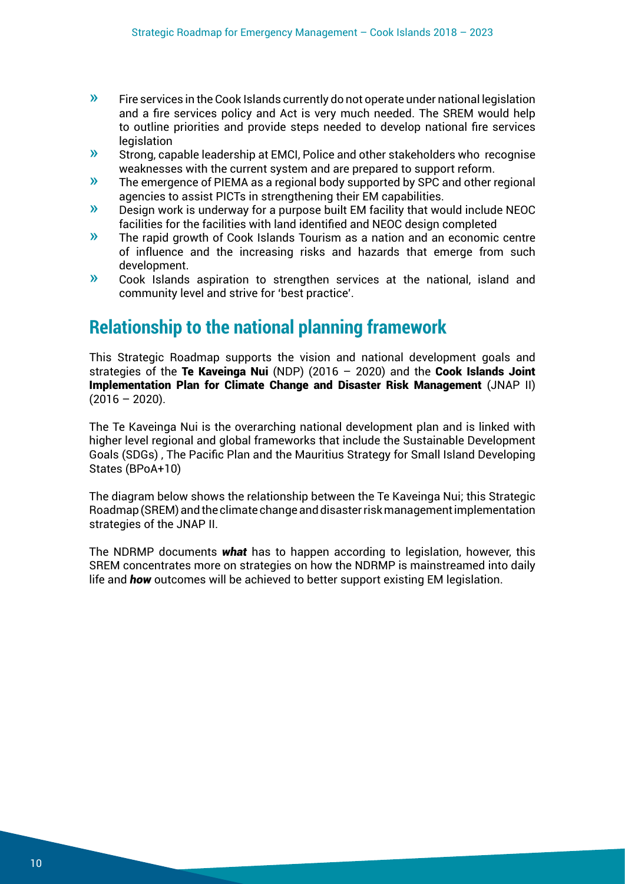- Fire services in the Cook Islands currently do not operate under national legislation and a fire services policy and Act is very much needed. The SREM would help to outline priorities and provide steps needed to develop national fire services legislation
- Strong, capable leadership at EMCI, Police and other stakeholders who recognise weaknesses with the current system and are prepared to support reform.
- The emergence of PIEMA as a regional body supported by SPC and other regional agencies to assist PICTs in strengthening their EM capabilities.
- Design work is underway for a purpose built EM facility that would include NEOC facilities for the facilities with land identified and NEOC design completed
- The rapid growth of Cook Islands Tourism as a nation and an economic centre of influence and the increasing risks and hazards that emerge from such development.
- Cook Islands aspiration to strengthen services at the national, island and community level and strive for 'best practice'.

## Relationship to the national planning framework

This Strategic Roadmap supports the vision and national development goals and strategies of the **Te Kaveinga Nui** (NDP) (2016 – 2020) and the **Cook Islands Joint Implementation Plan for Climate Change and Disaster Risk Management** (JNAP II) (2016 – 2020).

The Te Kaveinga Nui is the overarching national development plan and is linked with higher level regional and global frameworks that include the Sustainable Development Goals (SDGs) , The Pacific Plan and the Mauritius Strategy for Small Island Developing States (BPoA+10)

The diagram below shows the relationship between the Te Kaveinga Nui; this Strategic Roadmap (SREM) and the climate change and disaster risk management implementation strategies of the JNAP II.

The NDRMP documents ***what*** has to happen according to legislation, however, this SREM concentrates more on strategies on how the NDRMP is mainstreamed into daily life and ***how*** outcomes will be achieved to better support existing EM legislation.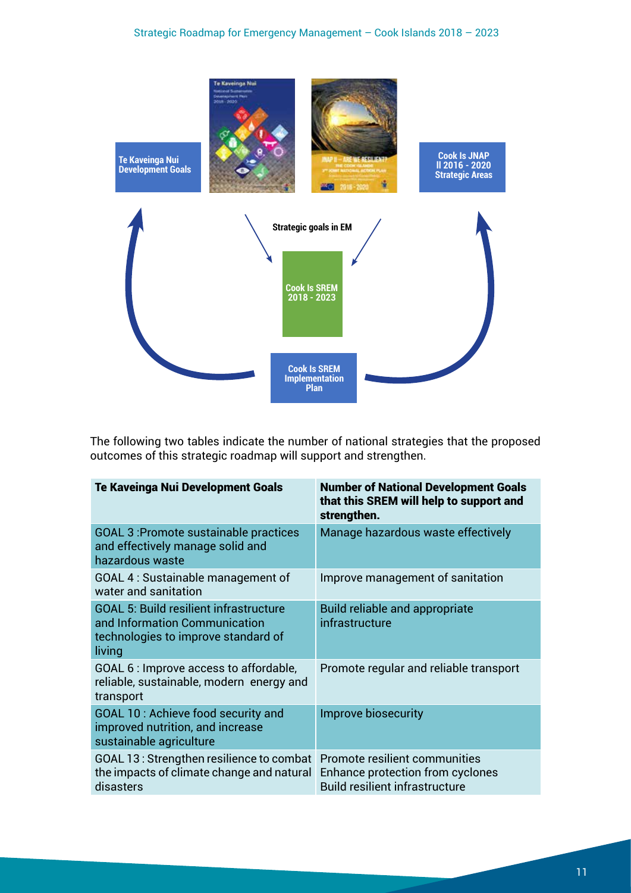Te Kaveinga Nui Development Goals

Cook Is JNAP II 2016 - 2020 Strategic Areas

Strategic goals in EM

Cook Is SREM 2018 - 2023

Cook Is SREM Implementation Plan

The following two tables indicate the number of national strategies that the proposed outcomes of this strategic roadmap will support and strengthen.

| Te Kaveinga Nui Development Goals | Number of National Development Goals that this SREM will help to support and strengthen. |
|---|---|
| GOAL 3 :Promote sustainable practices and effectively manage solid and hazardous waste | Manage hazardous waste effectively |
| GOAL 4 : Sustainable management of water and sanitation | Improve management of sanitation |
| GOAL 5: Build resilient infrastructure and Information Communication technologies to improve standard of living | Build reliable and appropriate infrastructure |
| GOAL 6 : Improve access to affordable, reliable, sustainable, modern energy and transport | Promote regular and reliable transport |
| GOAL 10 : Achieve food security and improved nutrition, and increase sustainable agriculture | Improve biosecurity |
| GOAL 13 : Strengthen resilience to combat the impacts of climate change and natural disasters | Promote resilient communities<br>Enhance protection from cyclones<br>Build resilient infrastructure |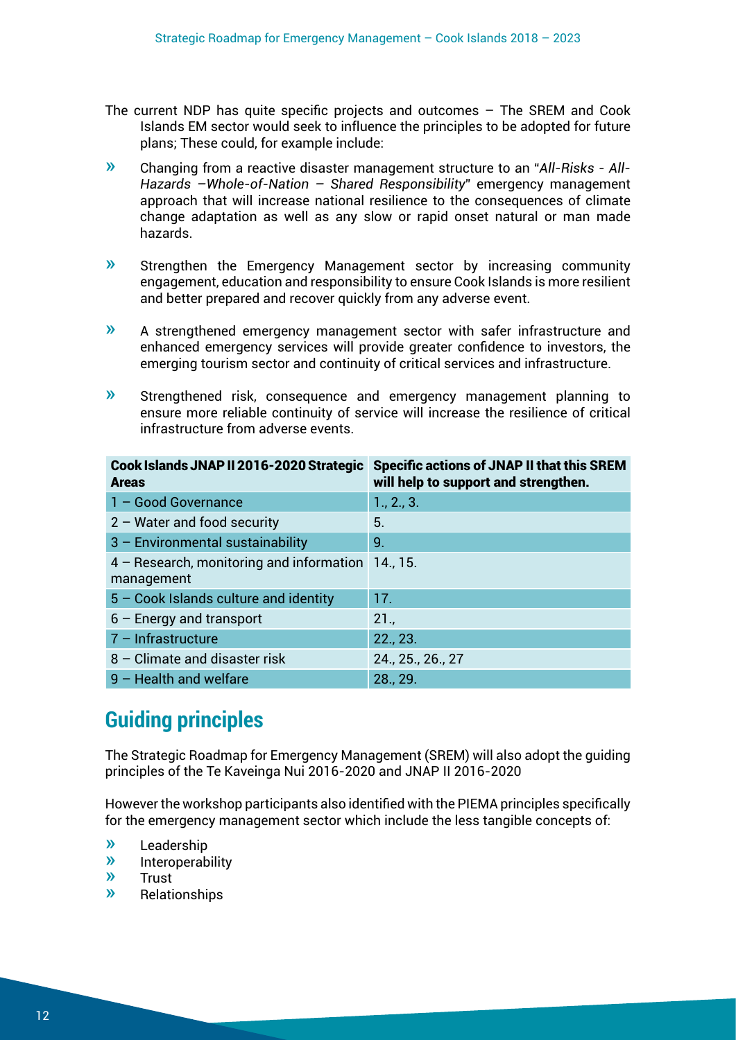The current NDP has quite specific projects and outcomes – The SREM and Cook Islands EM sector would seek to influence the principles to be adopted for future plans; These could, for example include:

- Changing from a reactive disaster management structure to an "*All-Risks - All-Hazards –Whole-of-Nation – Shared Responsibility*" emergency management approach that will increase national resilience to the consequences of climate change adaptation as well as any slow or rapid onset natural or man made hazards.
- Strengthen the Emergency Management sector by increasing community engagement, education and responsibility to ensure Cook Islands is more resilient and better prepared and recover quickly from any adverse event.
- A strengthened emergency management sector with safer infrastructure and enhanced emergency services will provide greater confidence to investors, the emerging tourism sector and continuity of critical services and infrastructure.
- Strengthened risk, consequence and emergency management planning to ensure more reliable continuity of service will increase the resilience of critical infrastructure from adverse events.

| Cook Islands JNAP II 2016-2020 Strategic Areas | Specific actions of JNAP II that this SREM will help to support and strengthen. |
|---|---|
| 1 – Good Governance | 1., 2., 3. |
| 2 – Water and food security | 5. |
| 3 – Environmental sustainability | 9. |
| 4 – Research, monitoring and information management | 14., 15. |
| 5 – Cook Islands culture and identity | 17. |
| 6 – Energy and transport | 21., |
| 7 – Infrastructure | 22., 23. |
| 8 – Climate and disaster risk | 24., 25., 26., 27 |
| 9 – Health and welfare | 28., 29. |

## Guiding principles

The Strategic Roadmap for Emergency Management (SREM) will also adopt the guiding principles of the Te Kaveinga Nui 2016-2020 and JNAP II 2016-2020

However the workshop participants also identified with the PIEMA principles specifically for the emergency management sector which include the less tangible concepts of:

- Leadership
- Interoperability
- Trust
- Relationships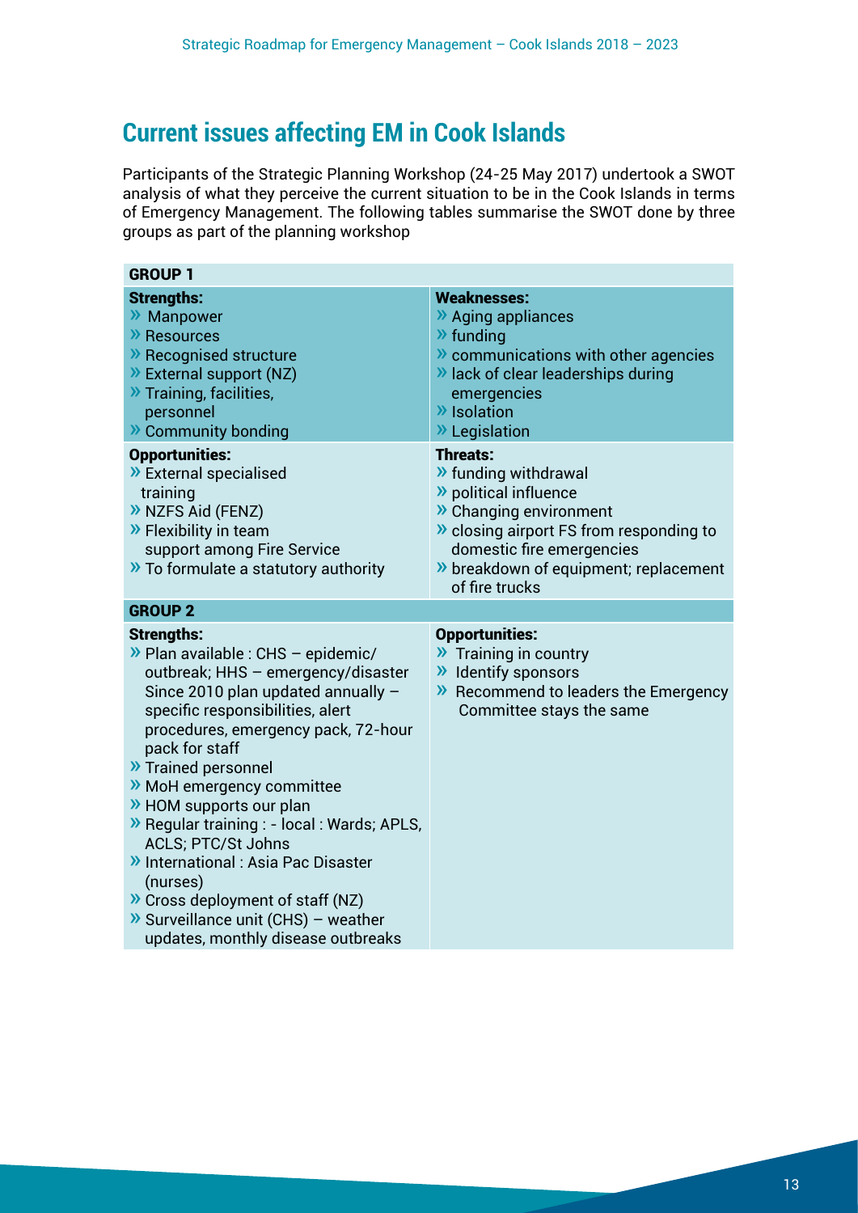## Current issues affecting EM in Cook Islands

Participants of the Strategic Planning Workshop (24-25 May 2017) undertook a SWOT analysis of what they perceive the current situation to be in the Cook Islands in terms of Emergency Management. The following tables summarise the SWOT done by three groups as part of the planning workshop

| GROUP 1 | |
|---|---|
| **Strengths:**<br>» Manpower<br>» Resources<br>» Recognised structure<br>» External support (NZ)<br>» Training, facilities, personnel<br>» Community bonding | **Weaknesses:**<br>» Aging appliances<br>» funding<br>» communications with other agencies<br>» lack of clear leaderships during emergencies<br>» Isolation<br>» Legislation |
| **Opportunities:**<br>» External specialised training<br>» NZFS Aid (FENZ)<br>» Flexibility in team support among Fire Service<br>» To formulate a statutory authority | **Threats:**<br>» funding withdrawal<br>» political influence<br>» Changing environment<br>» closing airport FS from responding to domestic fire emergencies<br>» breakdown of equipment; replacement of fire trucks |

| GROUP 2 | |
|---|---|
| **Strengths:**<br>» Plan available : CHS – epidemic/ outbreak; HHS – emergency/disaster Since 2010 plan updated annually – specific responsibilities, alert procedures, emergency pack, 72-hour pack for staff<br>» Trained personnel<br>» MoH emergency committee<br>» HOM supports our plan<br>» Regular training : - local : Wards; APLS, ACLS; PTC/St Johns<br>» International : Asia Pac Disaster (nurses)<br>» Cross deployment of staff (NZ)<br>» Surveillance unit (CHS) – weather updates, monthly disease outbreaks | **Opportunities:**<br>» Training in country<br>» Identify sponsors<br>» Recommend to leaders the Emergency Committee stays the same |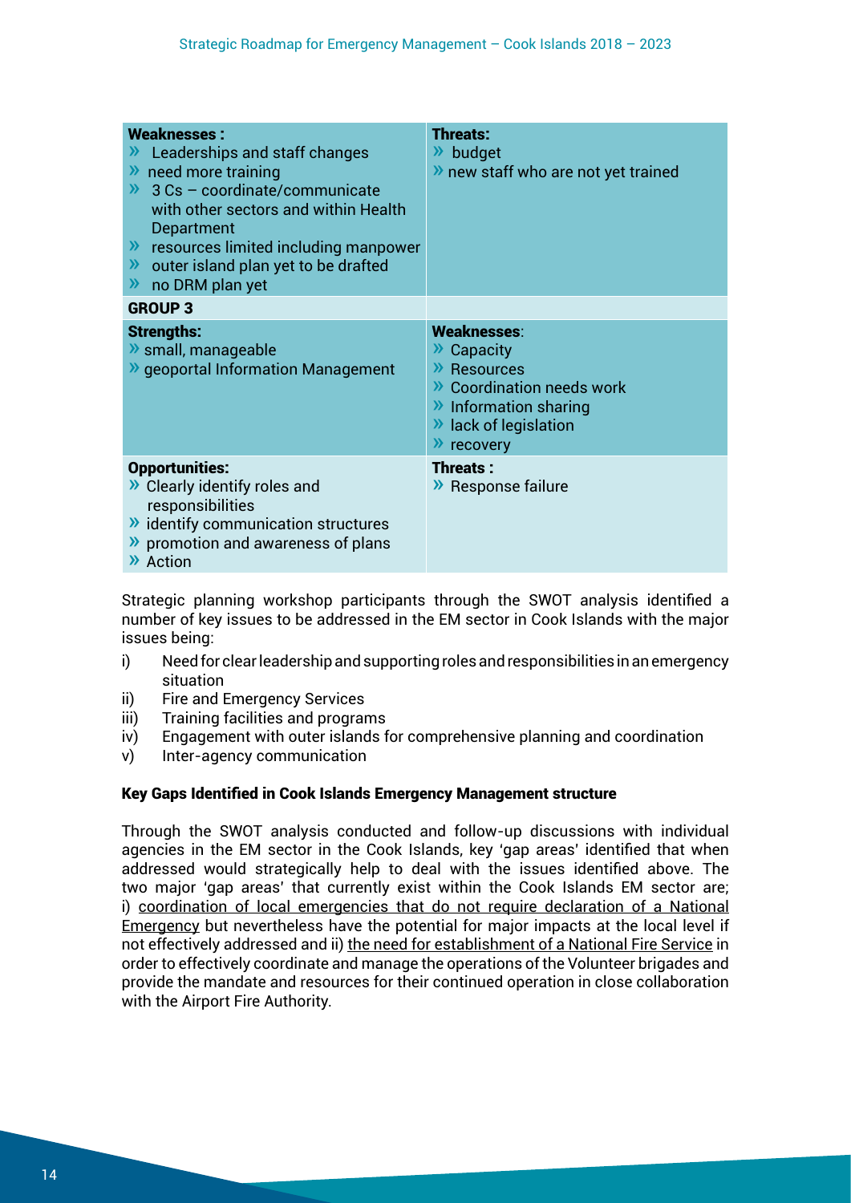| Weaknesses : | Threats: |
|---|---|
| » Leaderships and staff changes<br>» need more training<br>» 3 Cs – coordinate/communicate with other sectors and within Health Department<br>» resources limited including manpower<br>» outer island plan yet to be drafted<br>» no DRM plan yet | » budget<br>» new staff who are not yet trained |
| **GROUP 3** | |
| **Strengths:**<br>» small, manageable<br>» geoportal Information Management | **Weaknesses**:<br>» Capacity<br>» Resources<br>» Coordination needs work<br>» Information sharing<br>» lack of legislation<br>» recovery |
| **Opportunities:**<br>» Clearly identify roles and responsibilities<br>» identify communication structures<br>» promotion and awareness of plans<br>» Action | **Threats :**<br>» Response failure |

Strategic planning workshop participants through the SWOT analysis identified a number of key issues to be addressed in the EM sector in Cook Islands with the major issues being:

i) Need for clear leadership and supporting roles and responsibilities in an emergency situation
ii) Fire and Emergency Services
iii) Training facilities and programs
iv) Engagement with outer islands for comprehensive planning and coordination
v) Inter-agency communication

**Key Gaps Identified in Cook Islands Emergency Management structure**

Through the SWOT analysis conducted and follow-up discussions with individual agencies in the EM sector in the Cook Islands, key 'gap areas' identified that when addressed would strategically help to deal with the issues identified above. The two major 'gap areas' that currently exist within the Cook Islands EM sector are; i) coordination of local emergencies that do not require declaration of a National Emergency but nevertheless have the potential for major impacts at the local level if not effectively addressed and ii) the need for establishment of a National Fire Service in order to effectively coordinate and manage the operations of the Volunteer brigades and provide the mandate and resources for their continued operation in close collaboration with the Airport Fire Authority.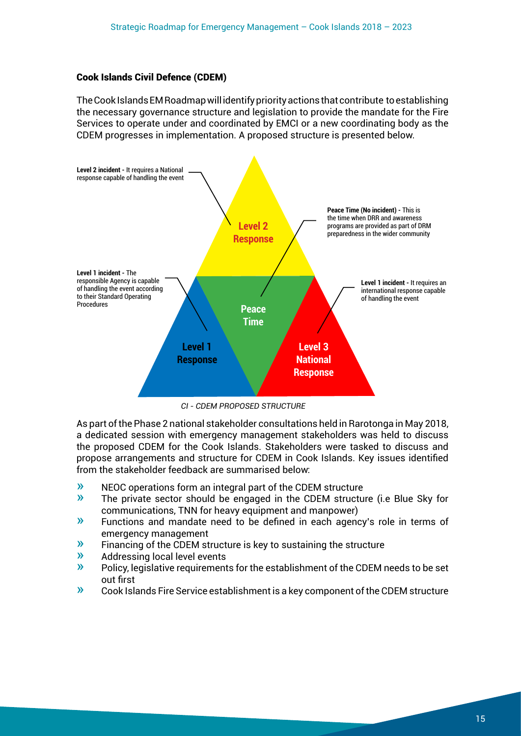### Cook Islands Civil Defence (CDEM)

The Cook Islands EM Roadmap will identify priority actions that contribute to establishing the necessary governance structure and legislation to provide the mandate for the Fire Services to operate under and coordinated by EMCI or a new coordinating body as the CDEM progresses in implementation. A proposed structure is presented below.

**Level 2 incident -** It requires a National response capable of handling the event

**Peace Time (No incident) -** This is the time when DRR and awareness programs are provided as part of DRM preparedness in the wider community

**Level 1 incident -** The responsible Agency is capable of handling the event according to their Standard Operating Procedures

**Level 1 incident -** It requires an international response capable of handling the event

Level 2 Response

Peace Time

Level 1 Response

Level 3 National Response

*CI - CDEM PROPOSED STRUCTURE*

As part of the Phase 2 national stakeholder consultations held in Rarotonga in May 2018, a dedicated session with emergency management stakeholders was held to discuss the proposed CDEM for the Cook Islands. Stakeholders were tasked to discuss and propose arrangements and structure for CDEM in Cook Islands. Key issues identified from the stakeholder feedback are summarised below:

- NEOC operations form an integral part of the CDEM structure
- The private sector should be engaged in the CDEM structure (i.e Blue Sky for communications, TNN for heavy equipment and manpower)
- Functions and mandate need to be defined in each agency's role in terms of emergency management
- Financing of the CDEM structure is key to sustaining the structure
- Addressing local level events
- Policy, legislative requirements for the establishment of the CDEM needs to be set out first
- Cook Islands Fire Service establishment is a key component of the CDEM structure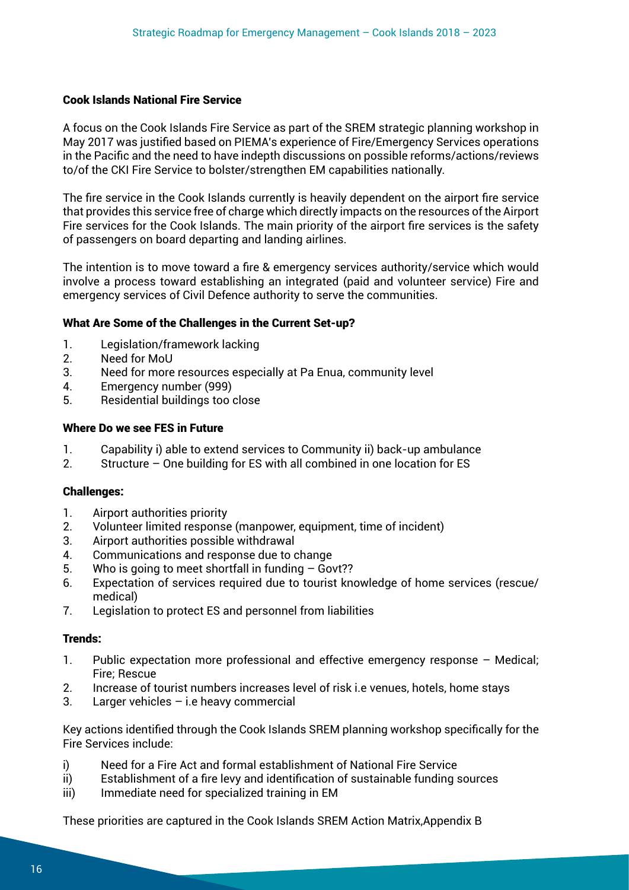### Cook Islands National Fire Service

A focus on the Cook Islands Fire Service as part of the SREM strategic planning workshop in May 2017 was justified based on PIEMA's experience of Fire/Emergency Services operations in the Pacific and the need to have indepth discussions on possible reforms/actions/reviews to/of the CKI Fire Service to bolster/strengthen EM capabilities nationally.

The fire service in the Cook Islands currently is heavily dependent on the airport fire service that provides this service free of charge which directly impacts on the resources of the Airport Fire services for the Cook Islands. The main priority of the airport fire services is the safety of passengers on board departing and landing airlines.

The intention is to move toward a fire & emergency services authority/service which would involve a process toward establishing an integrated (paid and volunteer service) Fire and emergency services of Civil Defence authority to serve the communities.

#### What Are Some of the Challenges in the Current Set-up?

1. Legislation/framework lacking
2. Need for MoU
3. Need for more resources especially at Pa Enua, community level
4. Emergency number (999)
5. Residential buildings too close

#### Where Do we see FES in Future

1. Capability i) able to extend services to Community ii) back-up ambulance
2. Structure – One building for ES with all combined in one location for ES

#### Challenges:

1. Airport authorities priority
2. Volunteer limited response (manpower, equipment, time of incident)
3. Airport authorities possible withdrawal
4. Communications and response due to change
5. Who is going to meet shortfall in funding – Govt??
6. Expectation of services required due to tourist knowledge of home services (rescue/medical)
7. Legislation to protect ES and personnel from liabilities

#### Trends:

1. Public expectation more professional and effective emergency response – Medical; Fire; Rescue
2. Increase of tourist numbers increases level of risk i.e venues, hotels, home stays
3. Larger vehicles – i.e heavy commercial

Key actions identified through the Cook Islands SREM planning workshop specifically for the Fire Services include:

i) Need for a Fire Act and formal establishment of National Fire Service
ii) Establishment of a fire levy and identification of sustainable funding sources
iii) Immediate need for specialized training in EM

These priorities are captured in the Cook Islands SREM Action Matrix,Appendix B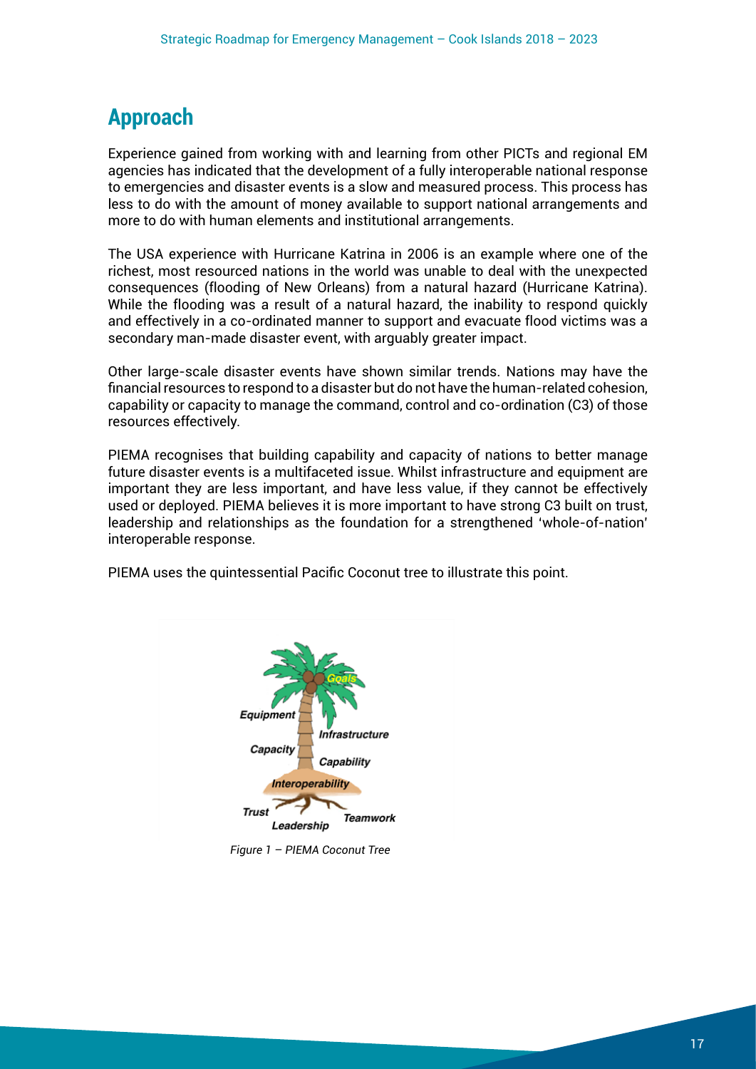## Approach

Experience gained from working with and learning from other PICTs and regional EM agencies has indicated that the development of a fully interoperable national response to emergencies and disaster events is a slow and measured process. This process has less to do with the amount of money available to support national arrangements and more to do with human elements and institutional arrangements.

The USA experience with Hurricane Katrina in 2006 is an example where one of the richest, most resourced nations in the world was unable to deal with the unexpected consequences (flooding of New Orleans) from a natural hazard (Hurricane Katrina). While the flooding was a result of a natural hazard, the inability to respond quickly and effectively in a co-ordinated manner to support and evacuate flood victims was a secondary man-made disaster event, with arguably greater impact.

Other large-scale disaster events have shown similar trends. Nations may have the financial resources to respond to a disaster but do not have the human-related cohesion, capability or capacity to manage the command, control and co-ordination (C3) of those resources effectively.

PIEMA recognises that building capability and capacity of nations to better manage future disaster events is a multifaceted issue. Whilst infrastructure and equipment are important they are less important, and have less value, if they cannot be effectively used or deployed. PIEMA believes it is more important to have strong C3 built on trust, leadership and relationships as the foundation for a strengthened 'whole-of-nation' interoperable response.

PIEMA uses the quintessential Pacific Coconut tree to illustrate this point.

*Figure 1 – PIEMA Coconut Tree*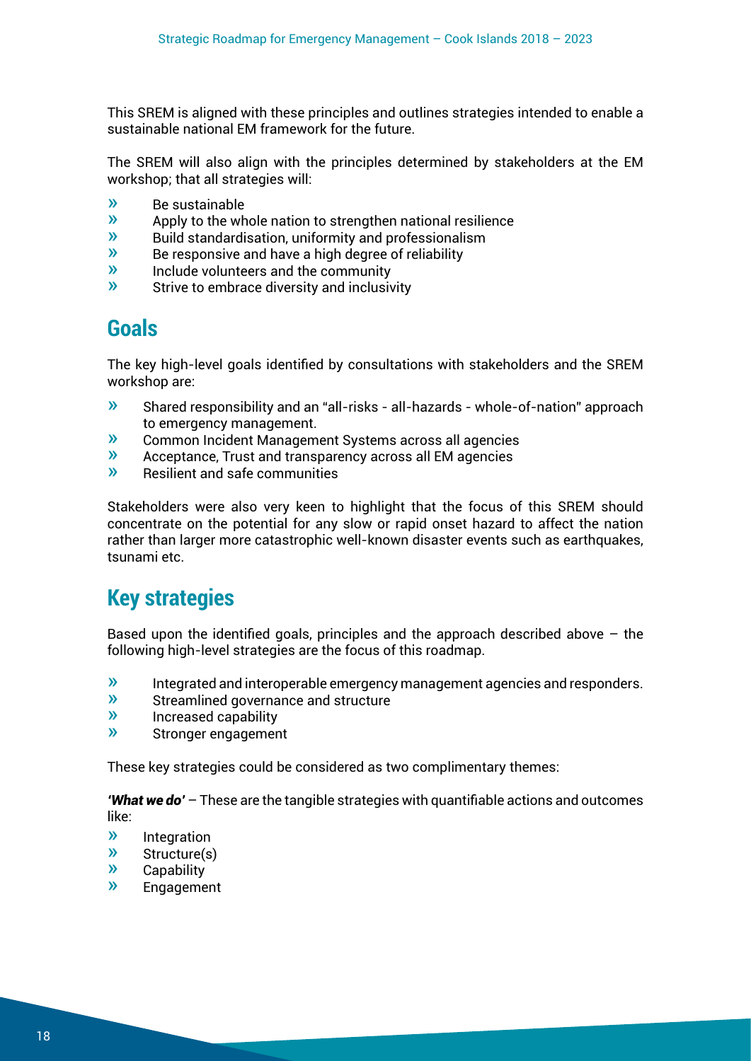This SREM is aligned with these principles and outlines strategies intended to enable a sustainable national EM framework for the future.

The SREM will also align with the principles determined by stakeholders at the EM workshop; that all strategies will:

- Be sustainable
- Apply to the whole nation to strengthen national resilience
- Build standardisation, uniformity and professionalism
- Be responsive and have a high degree of reliability
- Include volunteers and the community
- Strive to embrace diversity and inclusivity

## Goals

The key high-level goals identified by consultations with stakeholders and the SREM workshop are:

- Shared responsibility and an "all-risks - all-hazards - whole-of-nation" approach to emergency management.
- Common Incident Management Systems across all agencies
- Acceptance, Trust and transparency across all EM agencies
- Resilient and safe communities

Stakeholders were also very keen to highlight that the focus of this SREM should concentrate on the potential for any slow or rapid onset hazard to affect the nation rather than larger more catastrophic well-known disaster events such as earthquakes, tsunami etc.

## Key strategies

Based upon the identified goals, principles and the approach described above – the following high-level strategies are the focus of this roadmap.

- Integrated and interoperable emergency management agencies and responders.
- Streamlined governance and structure
- Increased capability
- Stronger engagement

These key strategies could be considered as two complimentary themes:

***'What we do'*** – These are the tangible strategies with quantifiable actions and outcomes like:

- Integration
- Structure(s)
- Capability
- Engagement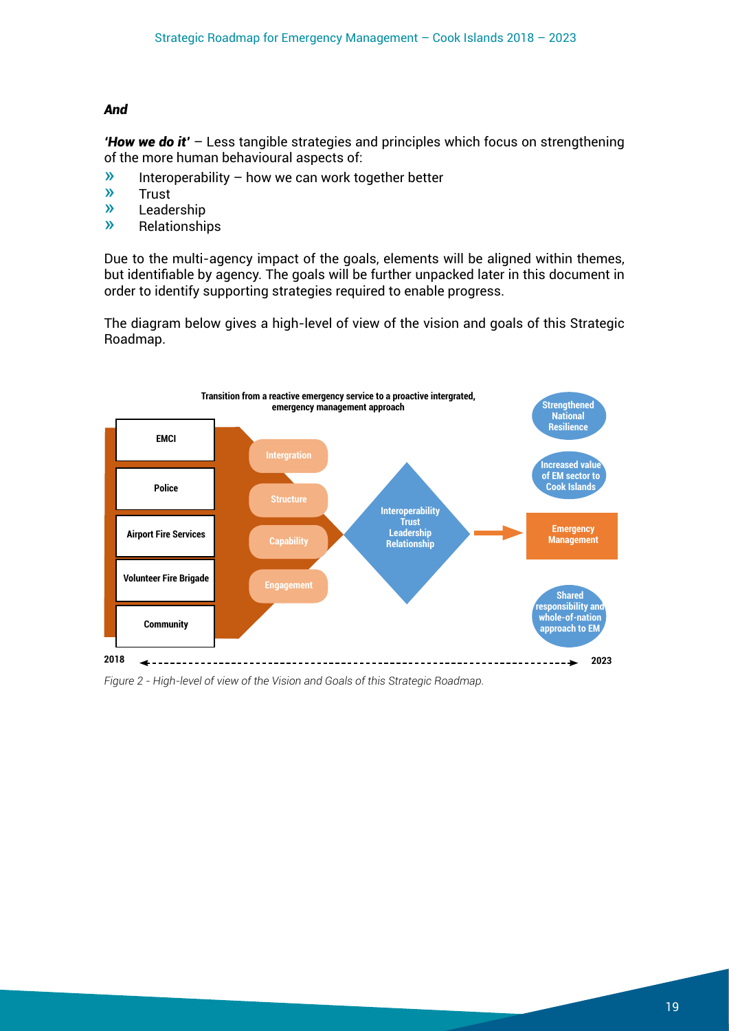***And***

***'How we do it'*** – Less tangible strategies and principles which focus on strengthening of the more human behavioural aspects of:

- Interoperability – how we can work together better
- Trust
- Leadership
- Relationships

Due to the multi-agency impact of the goals, elements will be aligned within themes, but identifiable by agency. The goals will be further unpacked later in this document in order to identify supporting strategies required to enable progress.

The diagram below gives a high-level of view of the vision and goals of this Strategic Roadmap.

**Transition from a reactive emergency service to a proactive intergrated, emergency management approach**

- EMCI
- Police
- Airport Fire Services
- Volunteer Fire Brigade
- Community

Intergration · Structure · Capability · Engagement

Interoperability · Trust · Leadership · Relationship

→ Emergency Management

Strengthened National Resilience · Increased value of EM sector to Cook Islands · Shared responsibility and whole-of-nation approach to EM

2018 ←------------------------------→ 2023

*Figure 2 - High-level of view of the Vision and Goals of this Strategic Roadmap.*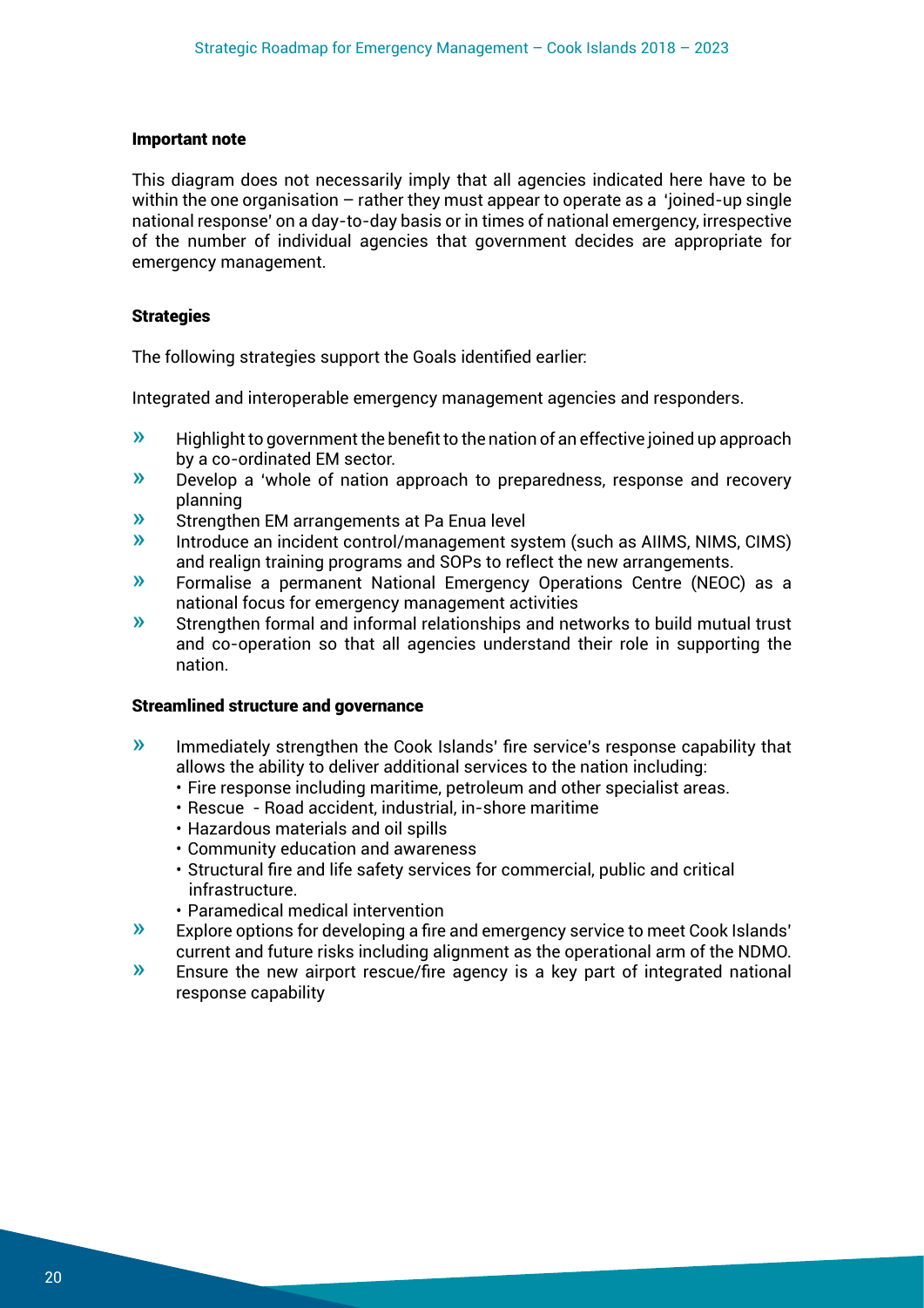#### Important note

This diagram does not necessarily imply that all agencies indicated here have to be within the one organisation – rather they must appear to operate as a 'joined-up single national response' on a day-to-day basis or in times of national emergency, irrespective of the number of individual agencies that government decides are appropriate for emergency management.

#### Strategies

The following strategies support the Goals identified earlier:

Integrated and interoperable emergency management agencies and responders.

- Highlight to government the benefit to the nation of an effective joined up approach by a co-ordinated EM sector.
- Develop a 'whole of nation approach to preparedness, response and recovery planning
- Strengthen EM arrangements at Pa Enua level
- Introduce an incident control/management system (such as AIIMS, NIMS, CIMS) and realign training programs and SOPs to reflect the new arrangements.
- Formalise a permanent National Emergency Operations Centre (NEOC) as a national focus for emergency management activities
- Strengthen formal and informal relationships and networks to build mutual trust and co-operation so that all agencies understand their role in supporting the nation.

#### Streamlined structure and governance

- Immediately strengthen the Cook Islands' fire service's response capability that allows the ability to deliver additional services to the nation including:
  - Fire response including maritime, petroleum and other specialist areas.
  - Rescue - Road accident, industrial, in-shore maritime
  - Hazardous materials and oil spills
  - Community education and awareness
  - Structural fire and life safety services for commercial, public and critical infrastructure.
  - Paramedical medical intervention
- Explore options for developing a fire and emergency service to meet Cook Islands' current and future risks including alignment as the operational arm of the NDMO.
- Ensure the new airport rescue/fire agency is a key part of integrated national response capability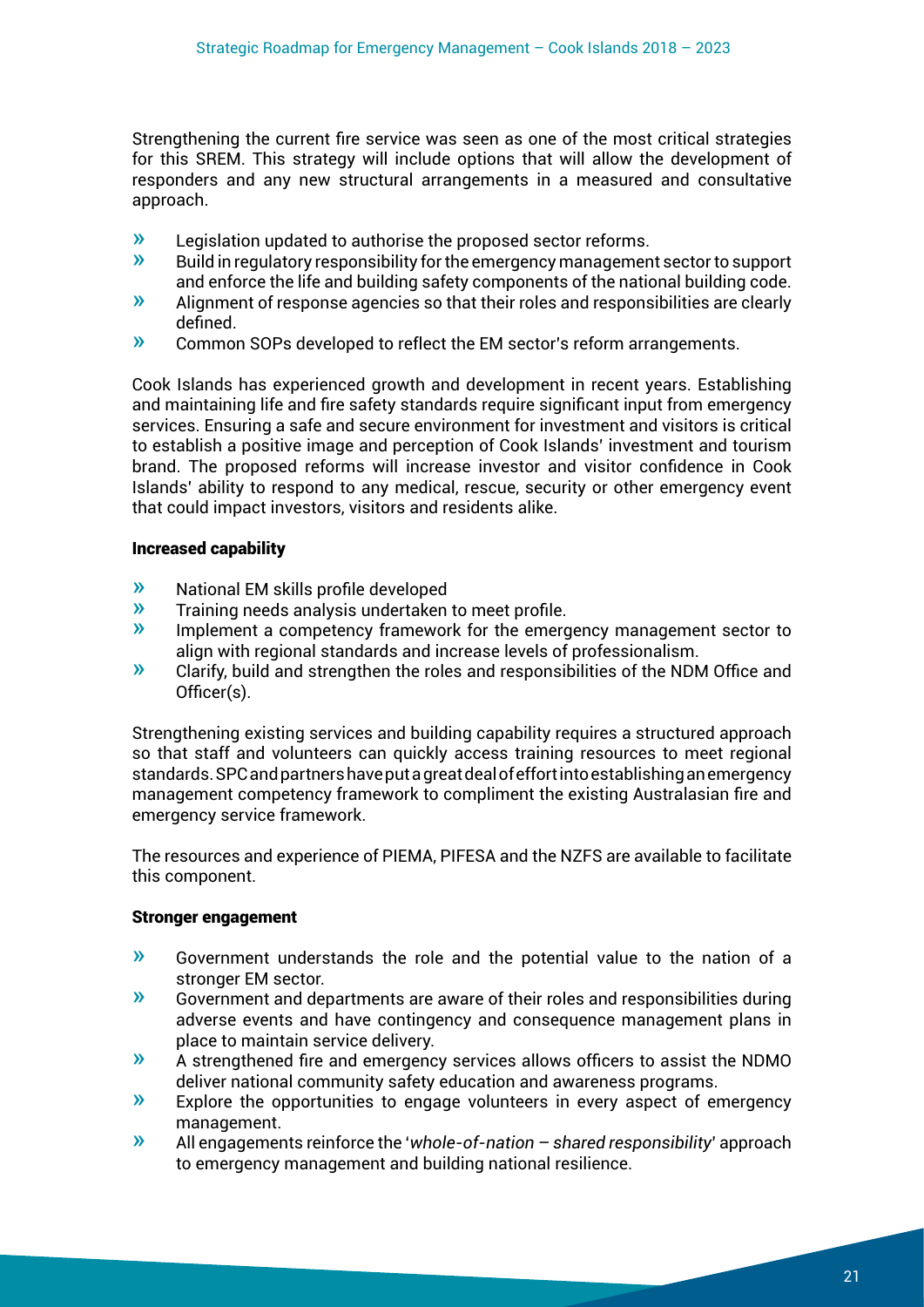Strengthening the current fire service was seen as one of the most critical strategies for this SREM. This strategy will include options that will allow the development of responders and any new structural arrangements in a measured and consultative approach.

- Legislation updated to authorise the proposed sector reforms.
- Build in regulatory responsibility for the emergency management sector to support and enforce the life and building safety components of the national building code.
- Alignment of response agencies so that their roles and responsibilities are clearly defined.
- Common SOPs developed to reflect the EM sector's reform arrangements.

Cook Islands has experienced growth and development in recent years. Establishing and maintaining life and fire safety standards require significant input from emergency services. Ensuring a safe and secure environment for investment and visitors is critical to establish a positive image and perception of Cook Islands' investment and tourism brand. The proposed reforms will increase investor and visitor confidence in Cook Islands' ability to respond to any medical, rescue, security or other emergency event that could impact investors, visitors and residents alike.

**Increased capability**

- National EM skills profile developed
- Training needs analysis undertaken to meet profile.
- Implement a competency framework for the emergency management sector to align with regional standards and increase levels of professionalism.
- Clarify, build and strengthen the roles and responsibilities of the NDM Office and Officer(s).

Strengthening existing services and building capability requires a structured approach so that staff and volunteers can quickly access training resources to meet regional standards. SPC and partners have put a great deal of effort into establishing an emergency management competency framework to compliment the existing Australasian fire and emergency service framework.

The resources and experience of PIEMA, PIFESA and the NZFS are available to facilitate this component.

**Stronger engagement**

- Government understands the role and the potential value to the nation of a stronger EM sector.
- Government and departments are aware of their roles and responsibilities during adverse events and have contingency and consequence management plans in place to maintain service delivery.
- A strengthened fire and emergency services allows officers to assist the NDMO deliver national community safety education and awareness programs.
- Explore the opportunities to engage volunteers in every aspect of emergency management.
- All engagements reinforce the '*whole-of-nation – shared responsibility*' approach to emergency management and building national resilience.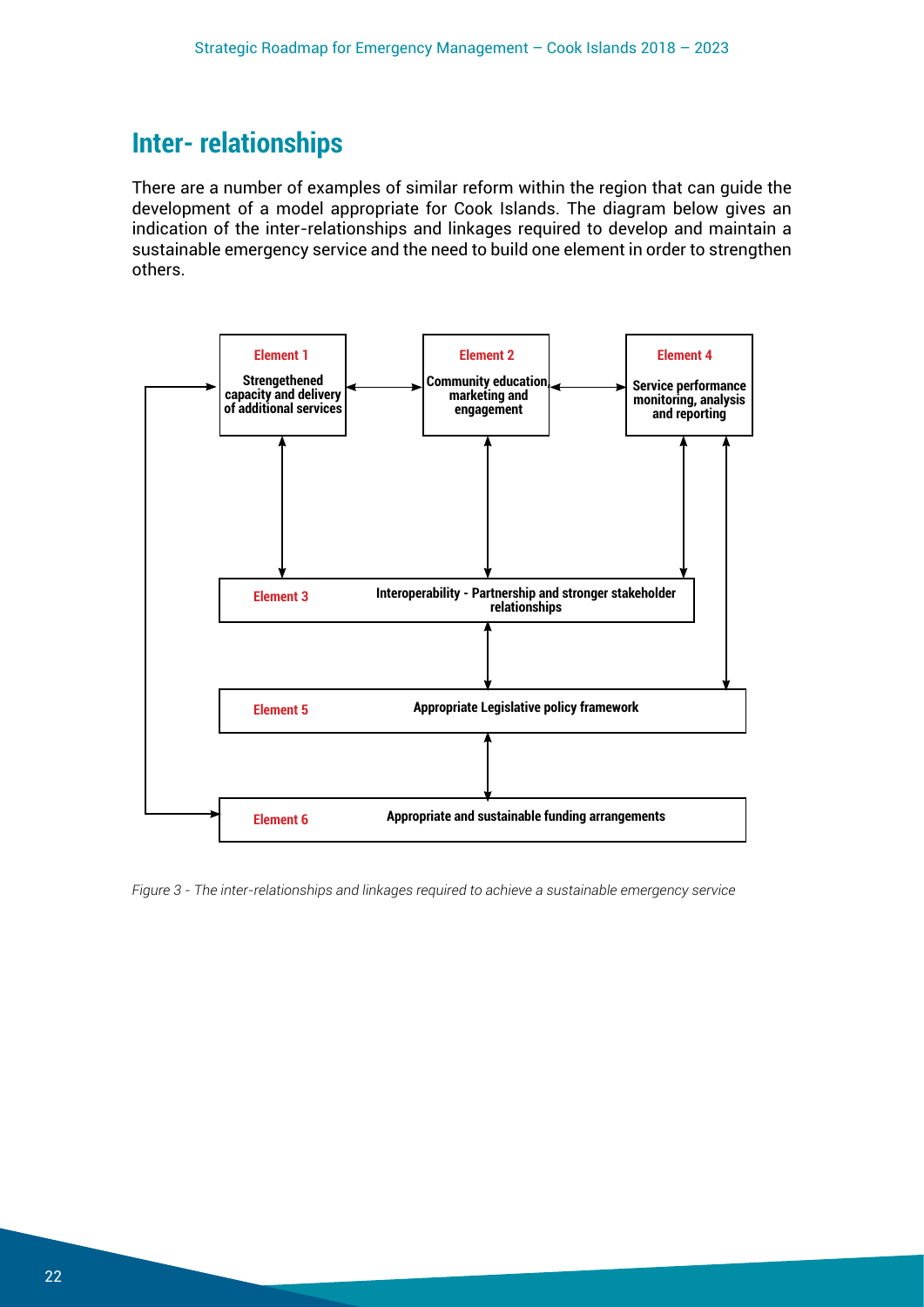## Inter- relationships

There are a number of examples of similar reform within the region that can guide the development of a model appropriate for Cook Islands. The diagram below gives an indication of the inter-relationships and linkages required to develop and maintain a sustainable emergency service and the need to build one element in order to strengthen others.

**Element 1**
Strengthened capacity and delivery of additional services

**Element 2**
Community education marketing and engagement

**Element 4**
Service performance monitoring, analysis and reporting

**Element 3** Interoperability - Partnership and stronger stakeholder relationships

**Element 5** Appropriate Legislative policy framework

**Element 6** Appropriate and sustainable funding arrangements

*Figure 3 - The inter-relationships and linkages required to achieve a sustainable emergency service*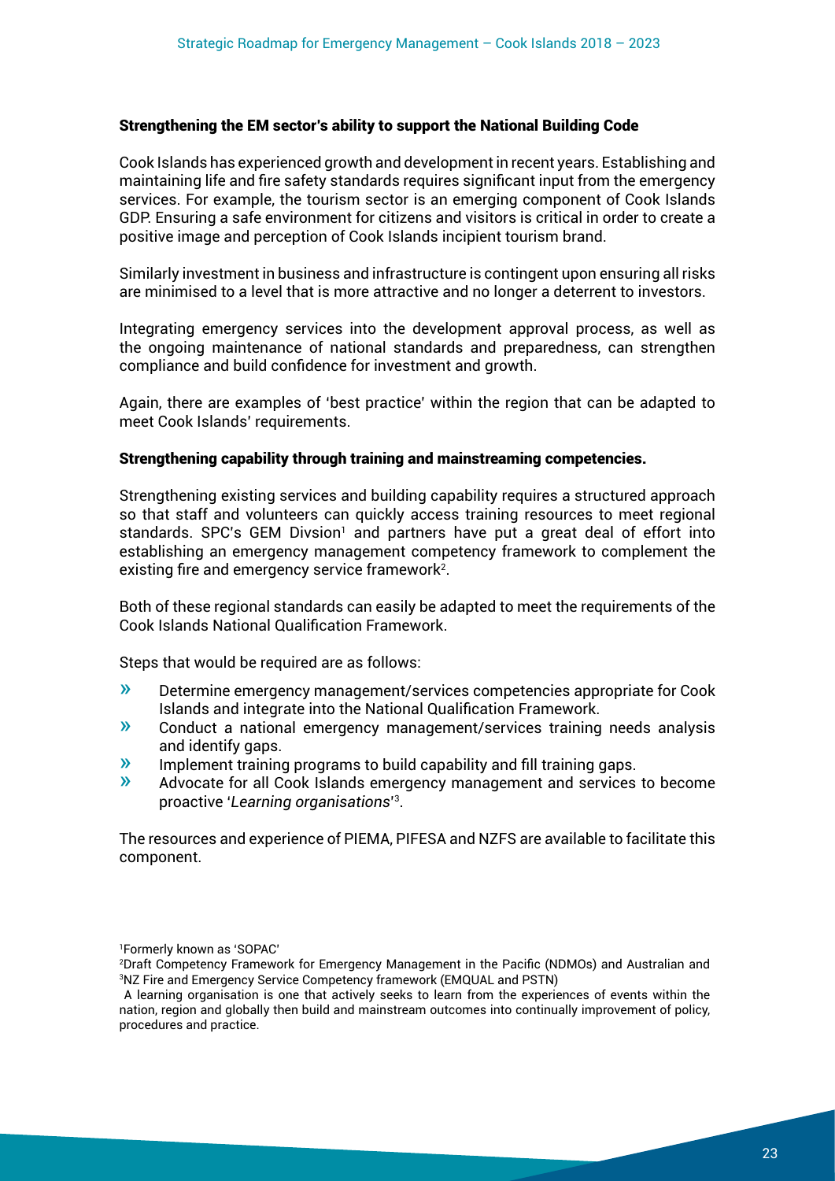### Strengthening the EM sector's ability to support the National Building Code

Cook Islands has experienced growth and development in recent years. Establishing and maintaining life and fire safety standards requires significant input from the emergency services. For example, the tourism sector is an emerging component of Cook Islands GDP. Ensuring a safe environment for citizens and visitors is critical in order to create a positive image and perception of Cook Islands incipient tourism brand.

Similarly investment in business and infrastructure is contingent upon ensuring all risks are minimised to a level that is more attractive and no longer a deterrent to investors.

Integrating emergency services into the development approval process, as well as the ongoing maintenance of national standards and preparedness, can strengthen compliance and build confidence for investment and growth.

Again, there are examples of 'best practice' within the region that can be adapted to meet Cook Islands' requirements.

### Strengthening capability through training and mainstreaming competencies.

Strengthening existing services and building capability requires a structured approach so that staff and volunteers can quickly access training resources to meet regional standards. SPC's GEM Divsion[1] and partners have put a great deal of effort into establishing an emergency management competency framework to complement the existing fire and emergency service framework[2].

Both of these regional standards can easily be adapted to meet the requirements of the Cook Islands National Qualification Framework.

Steps that would be required are as follows:

- Determine emergency management/services competencies appropriate for Cook Islands and integrate into the National Qualification Framework.
- Conduct a national emergency management/services training needs analysis and identify gaps.
- Implement training programs to build capability and fill training gaps.
- Advocate for all Cook Islands emergency management and services to become proactive '*Learning organisations*'[3].

The resources and experience of PIEMA, PIFESA and NZFS are available to facilitate this component.

[1]Formerly known as 'SOPAC'

[2]Draft Competency Framework for Emergency Management in the Pacific (NDMOs) and Australian and NZ Fire and Emergency Service Competency framework (EMQUAL and PSTN)

[3]A learning organisation is one that actively seeks to learn from the experiences of events within the nation, region and globally then build and mainstream outcomes into continually improvement of policy, procedures and practice.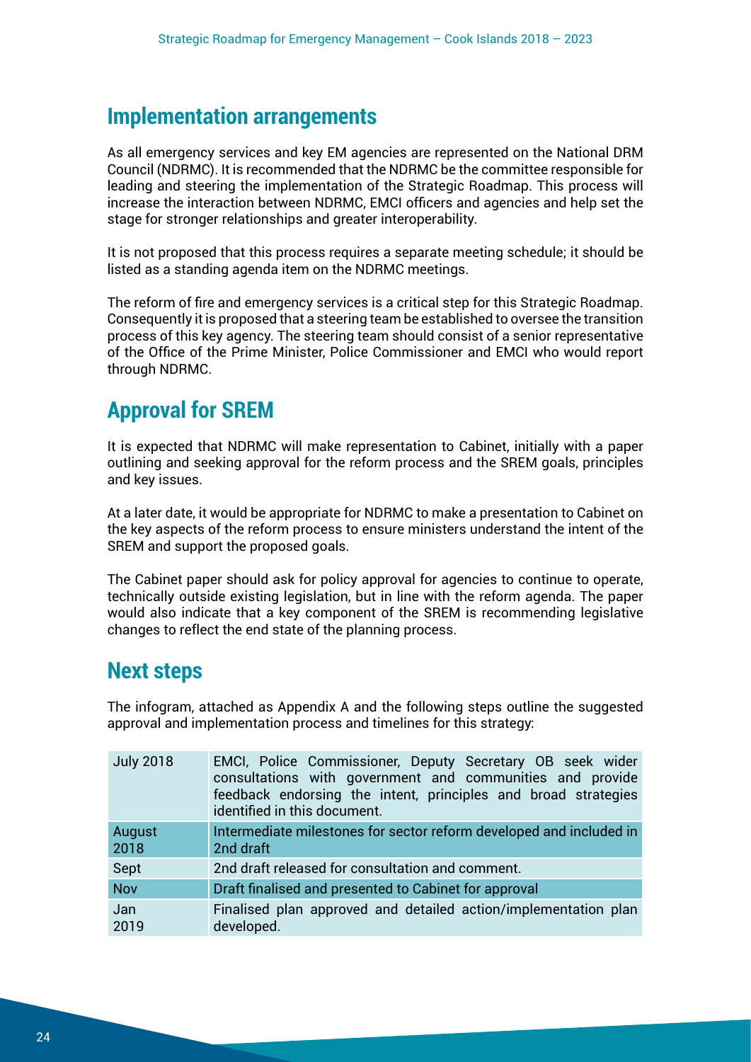## Implementation arrangements

As all emergency services and key EM agencies are represented on the National DRM Council (NDRMC). It is recommended that the NDRMC be the committee responsible for leading and steering the implementation of the Strategic Roadmap. This process will increase the interaction between NDRMC, EMCI officers and agencies and help set the stage for stronger relationships and greater interoperability.

It is not proposed that this process requires a separate meeting schedule; it should be listed as a standing agenda item on the NDRMC meetings.

The reform of fire and emergency services is a critical step for this Strategic Roadmap. Consequently it is proposed that a steering team be established to oversee the transition process of this key agency. The steering team should consist of a senior representative of the Office of the Prime Minister, Police Commissioner and EMCI who would report through NDRMC.

## Approval for SREM

It is expected that NDRMC will make representation to Cabinet, initially with a paper outlining and seeking approval for the reform process and the SREM goals, principles and key issues.

At a later date, it would be appropriate for NDRMC to make a presentation to Cabinet on the key aspects of the reform process to ensure ministers understand the intent of the SREM and support the proposed goals.

The Cabinet paper should ask for policy approval for agencies to continue to operate, technically outside existing legislation, but in line with the reform agenda. The paper would also indicate that a key component of the SREM is recommending legislative changes to reflect the end state of the planning process.

## Next steps

The infogram, attached as Appendix A and the following steps outline the suggested approval and implementation process and timelines for this strategy:

| | |
|---|---|
| July 2018 | EMCI, Police Commissioner, Deputy Secretary OB seek wider consultations with government and communities and provide feedback endorsing the intent, principles and broad strategies identified in this document. |
| August 2018 | Intermediate milestones for sector reform developed and included in 2nd draft |
| Sept | 2nd draft released for consultation and comment. |
| Nov | Draft finalised and presented to Cabinet for approval |
| Jan 2019 | Finalised plan approved and detailed action/implementation plan developed. |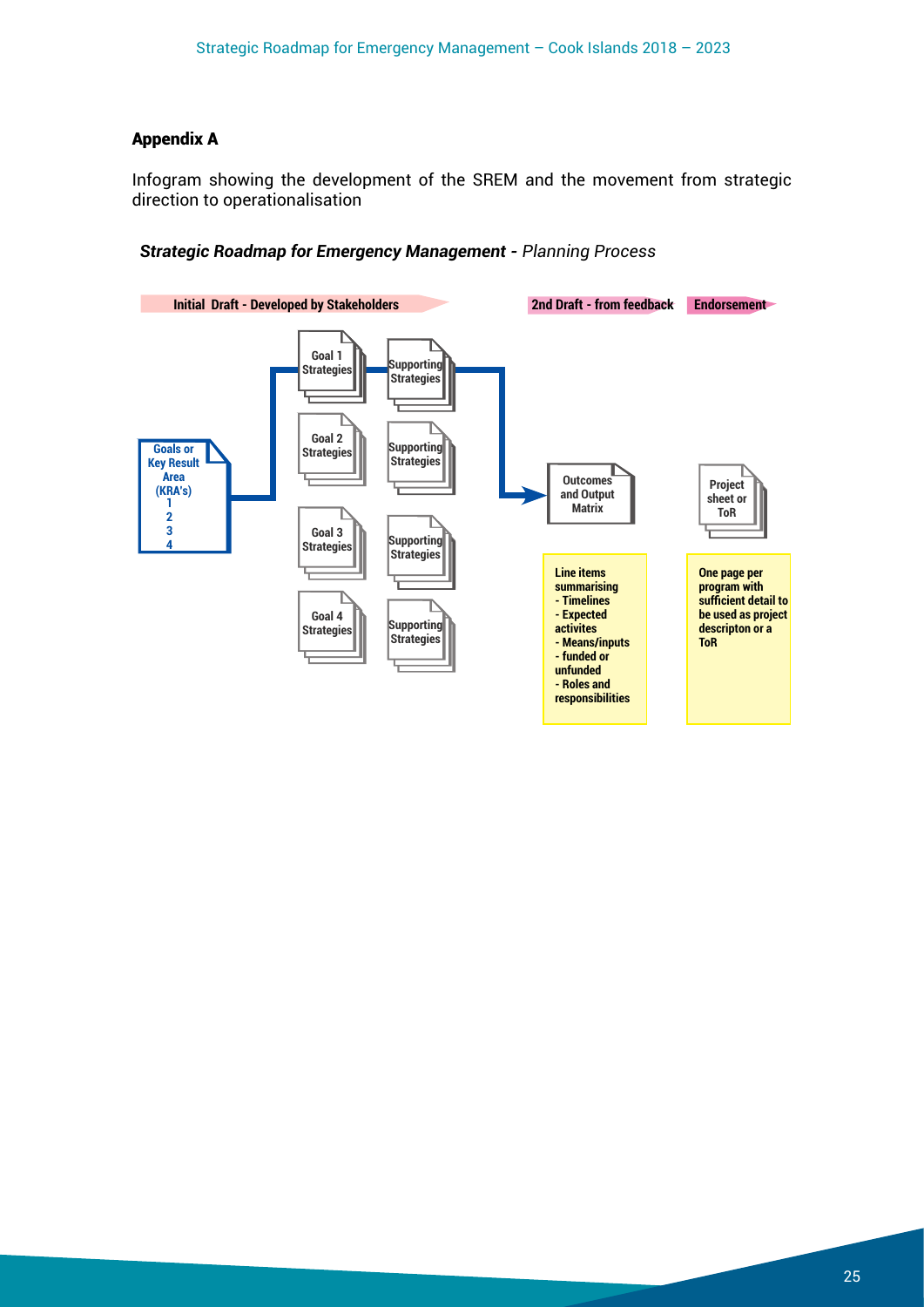## Appendix A

Infogram showing the development of the SREM and the movement from strategic direction to operationalisation

***Strategic Roadmap for Emergency Management** - Planning Process*

Initial Draft - Developed by Stakeholders

2nd Draft - from feedback

Endorsement

Goals or Key Result Area (KRA's)
1
2
3
4

Goal 1 Strategies

Supporting Strategies

Goal 2 Strategies

Supporting Strategies

Goal 3 Strategies

Supporting Strategies

Goal 4 Strategies

Supporting Strategies

Outcomes and Output Matrix

Line items summarising
- Timelines
- Expected activites
- Means/inputs
- funded or unfunded
- Roles and responsibilities

Project sheet or ToR

One page per program with sufficient detail to be used as project descripton or a ToR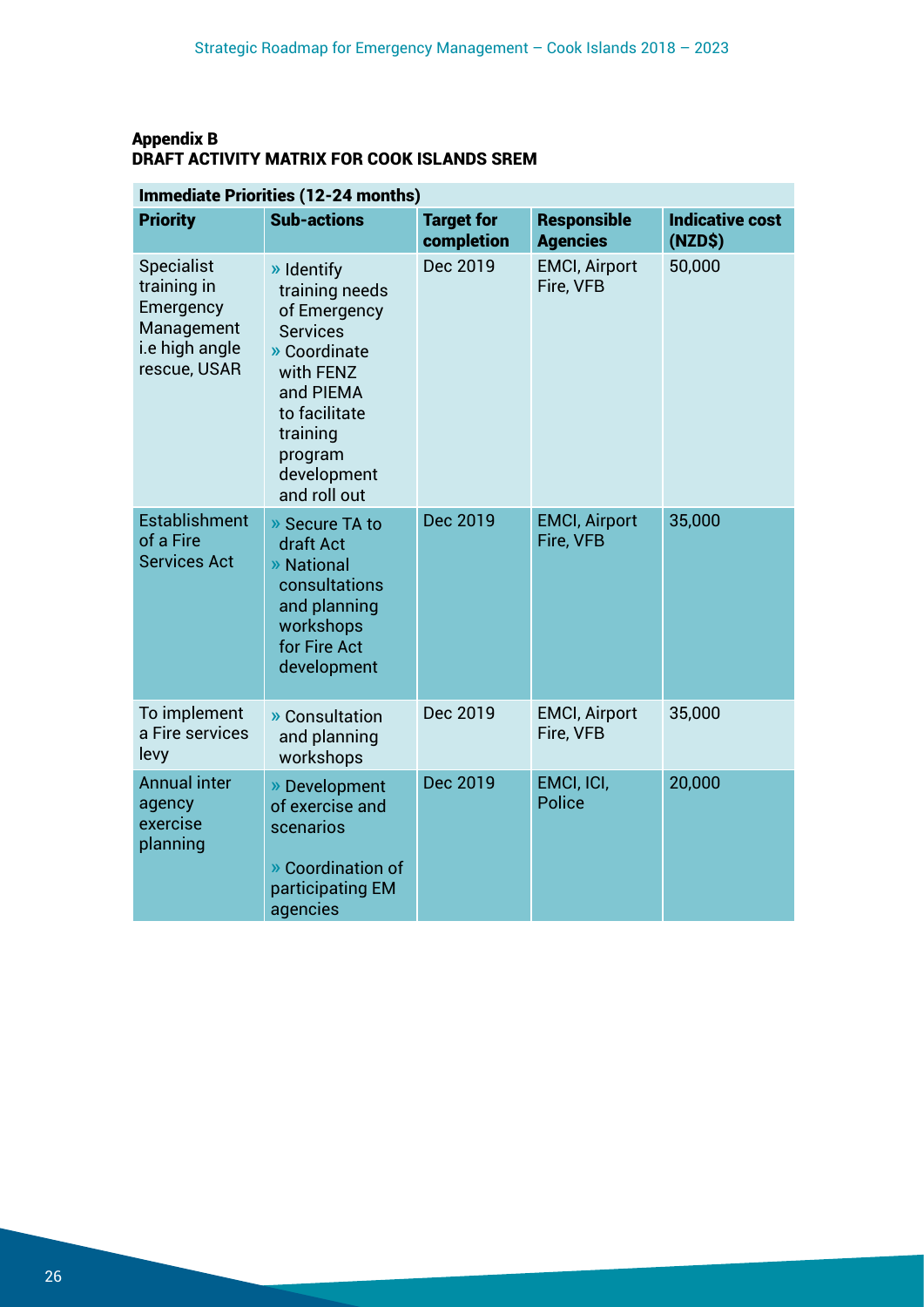**Appendix B**
**DRAFT ACTIVITY MATRIX FOR COOK ISLANDS SREM**

| Immediate Priorities (12-24 months) | | | | |
|---|---|---|---|---|
| **Priority** | **Sub-actions** | **Target for completion** | **Responsible Agencies** | **Indicative cost (NZD$)** |
| Specialist training in Emergency Management i.e high angle rescue, USAR | » Identify training needs of Emergency Services<br>» Coordinate with FENZ and PIEMA to facilitate training program development and roll out | Dec 2019 | EMCI, Airport Fire, VFB | 50,000 |
| Establishment of a Fire Services Act | » Secure TA to draft Act<br>» National consultations and planning workshops for Fire Act development | Dec 2019 | EMCI, Airport Fire, VFB | 35,000 |
| To implement a Fire services levy | » Consultation and planning workshops | Dec 2019 | EMCI, Airport Fire, VFB | 35,000 |
| Annual inter agency exercise planning | » Development of exercise and scenarios<br>» Coordination of participating EM agencies | Dec 2019 | EMCI, ICI, Police | 20,000 |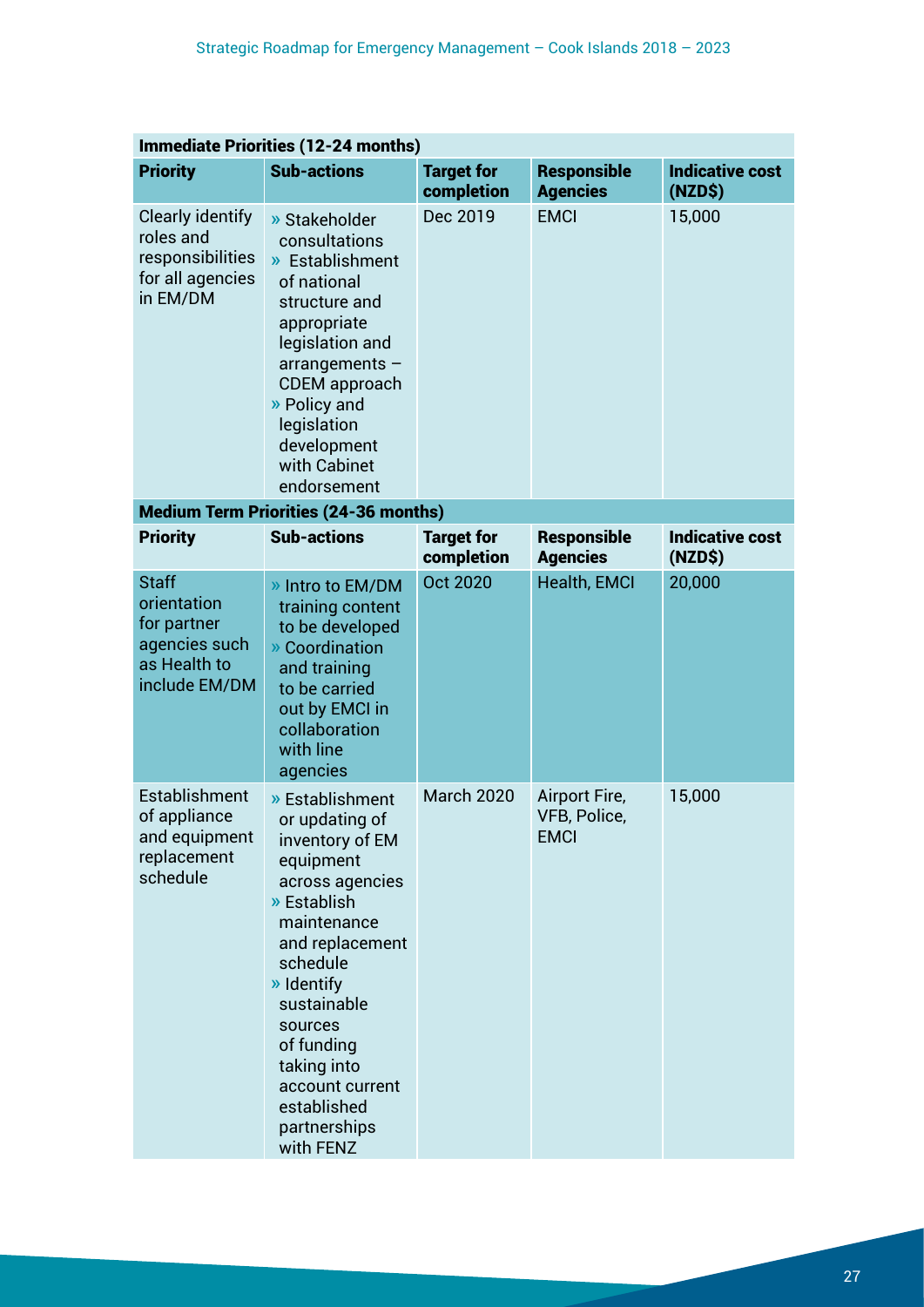| Immediate Priorities (12-24 months) | | | | |
|---|---|---|---|---|
| **Priority** | **Sub-actions** | **Target for completion** | **Responsible Agencies** | **Indicative cost (NZD$)** |
| Clearly identify roles and responsibilities for all agencies in EM/DM | » Stakeholder consultations<br>» Establishment of national structure and appropriate legislation and arrangements – CDEM approach<br>» Policy and legislation development with Cabinet endorsement | Dec 2019 | EMCI | 15,000 |
| **Medium Term Priorities (24-36 months)** | | | | |
| **Priority** | **Sub-actions** | **Target for completion** | **Responsible Agencies** | **Indicative cost (NZD$)** |
| Staff orientation for partner agencies such as Health to include EM/DM | » Intro to EM/DM training content to be developed<br>» Coordination and training to be carried out by EMCI in collaboration with line agencies | Oct 2020 | Health, EMCI | 20,000 |
| Establishment of appliance and equipment replacement schedule | » Establishment or updating of inventory of EM equipment across agencies<br>» Establish maintenance and replacement schedule<br>» Identify sustainable sources of funding taking into account current established partnerships with FENZ | March 2020 | Airport Fire, VFB, Police, EMCI | 15,000 |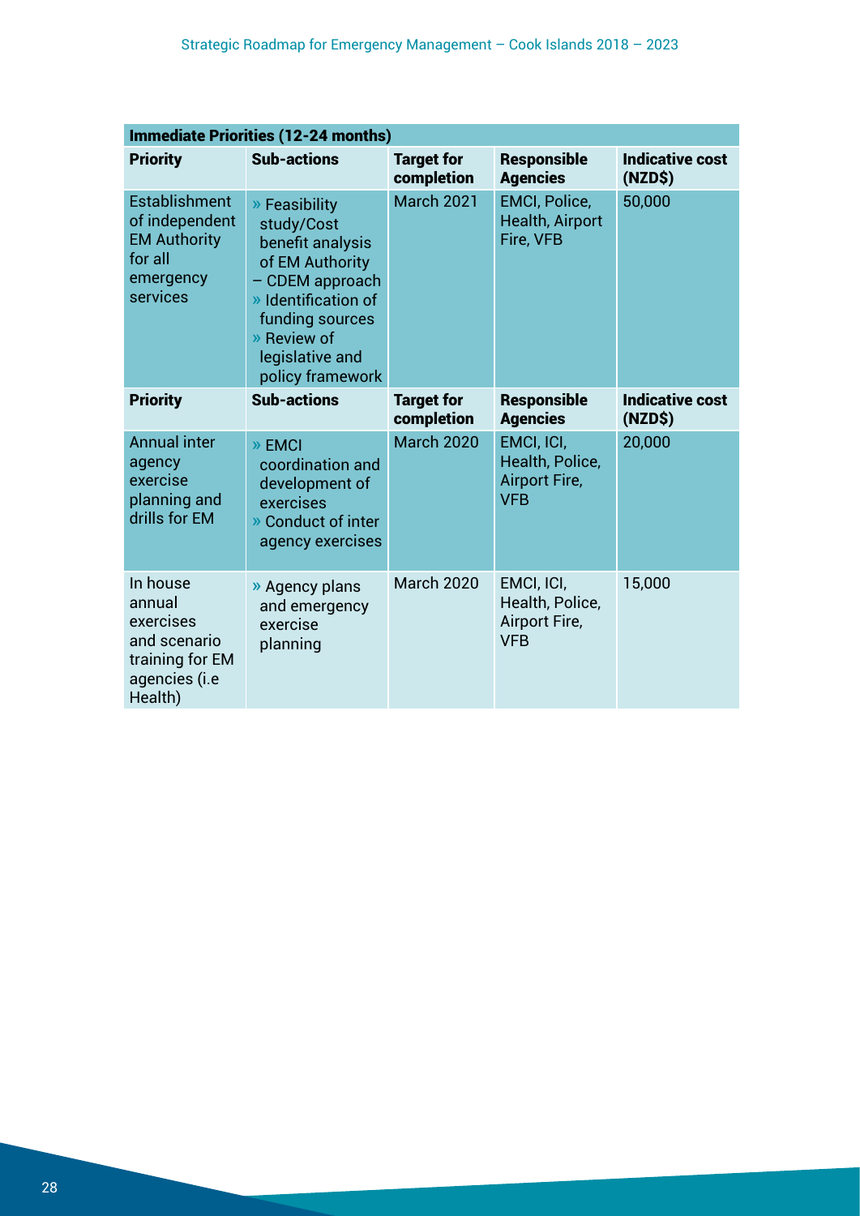| Immediate Priorities (12-24 months) | | | | |
|---|---|---|---|---|
| **Priority** | **Sub-actions** | **Target for completion** | **Responsible Agencies** | **Indicative cost (NZD$)** |
| Establishment of independent EM Authority for all emergency services | » Feasibility study/Cost benefit analysis of EM Authority – CDEM approach<br>» Identification of funding sources<br>» Review of legislative and policy framework | March 2021 | EMCI, Police, Health, Airport Fire, VFB | 50,000 |
| **Priority** | **Sub-actions** | **Target for completion** | **Responsible Agencies** | **Indicative cost (NZD$)** |
| Annual inter agency exercise planning and drills for EM | » EMCI coordination and development of exercises<br>» Conduct of inter agency exercises | March 2020 | EMCI, ICI, Health, Police, Airport Fire, VFB | 20,000 |
| In house annual exercises and scenario training for EM agencies (i.e Health) | » Agency plans and emergency exercise planning | March 2020 | EMCI, ICI, Health, Police, Airport Fire, VFB | 15,000 |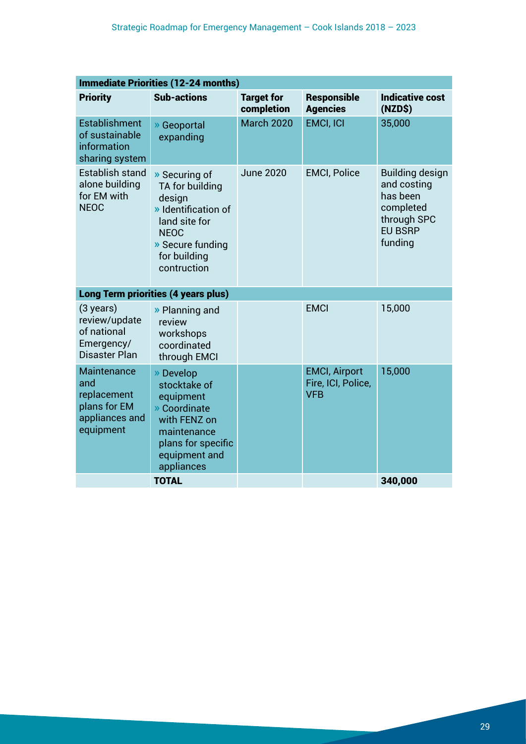| Immediate Priorities (12-24 months) | | | | |
|---|---|---|---|---|
| **Priority** | **Sub-actions** | **Target for completion** | **Responsible Agencies** | **Indicative cost (NZD$)** |
| Establishment of sustainable information sharing system | » Geoportal expanding | March 2020 | EMCI, ICI | 35,000 |
| Establish stand alone building for EM with NEOC | » Securing of TA for building design<br>» Identification of land site for NEOC<br>» Secure funding for building contruction | June 2020 | EMCI, Police | Building design and costing has been completed through SPC EU BSRP funding |
| **Long Term priorities (4 years plus)** | | | | |
| (3 years) review/update of national Emergency/ Disaster Plan | » Planning and review workshops coordinated through EMCI | | EMCI | 15,000 |
| Maintenance and replacement plans for EM appliances and equipment | » Develop stocktake of equipment<br>» Coordinate with FENZ on maintenance plans for specific equipment and appliances | | EMCI, Airport Fire, ICI, Police, VFB | 15,000 |
| | **TOTAL** | | | **340,000** |